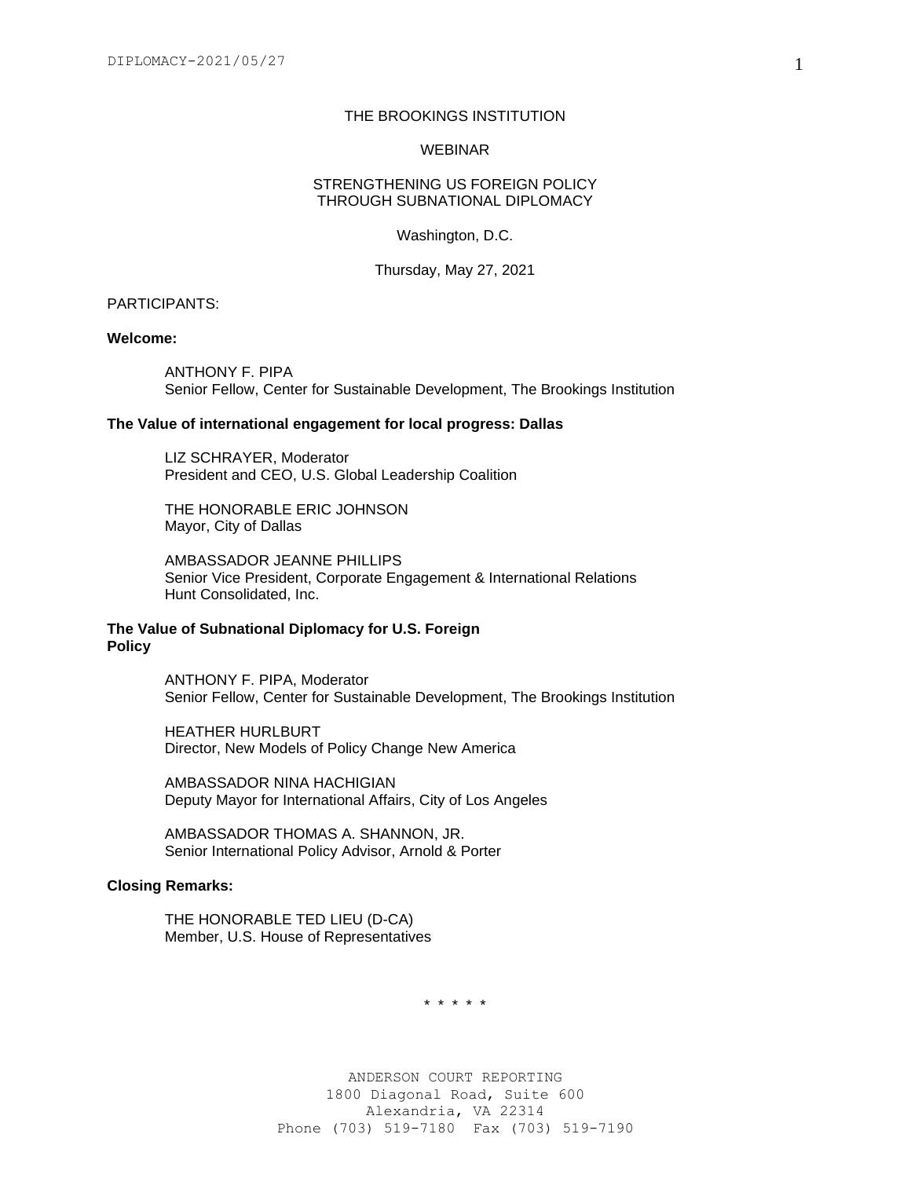# THE BROOKINGS INSTITUTION

## WEBINAR

## STRENGTHENING US FOREIGN POLICY THROUGH SUBNATIONAL DIPLOMACY

Washington, D.C.

Thursday, May 27, 2021

PARTICIPANTS:

**Welcome:**

ANTHONY F. PIPA
Senior Fellow, Center for Sustainable Development, The Brookings Institution

**The Value of international engagement for local progress: Dallas**

LIZ SCHRAYER, Moderator
President and CEO, U.S. Global Leadership Coalition

THE HONORABLE ERIC JOHNSON
Mayor, City of Dallas

AMBASSADOR JEANNE PHILLIPS
Senior Vice President, Corporate Engagement & International Relations
Hunt Consolidated, Inc.

**The Value of Subnational Diplomacy for U.S. Foreign Policy**

ANTHONY F. PIPA, Moderator
Senior Fellow, Center for Sustainable Development, The Brookings Institution

HEATHER HURLBURT
Director, New Models of Policy Change New America

AMBASSADOR NINA HACHIGIAN
Deputy Mayor for International Affairs, City of Los Angeles

AMBASSADOR THOMAS A. SHANNON, JR.
Senior International Policy Advisor, Arnold & Porter

**Closing Remarks:**

THE HONORABLE TED LIEU (D-CA)
Member, U.S. House of Representatives

\* \* \* \* \*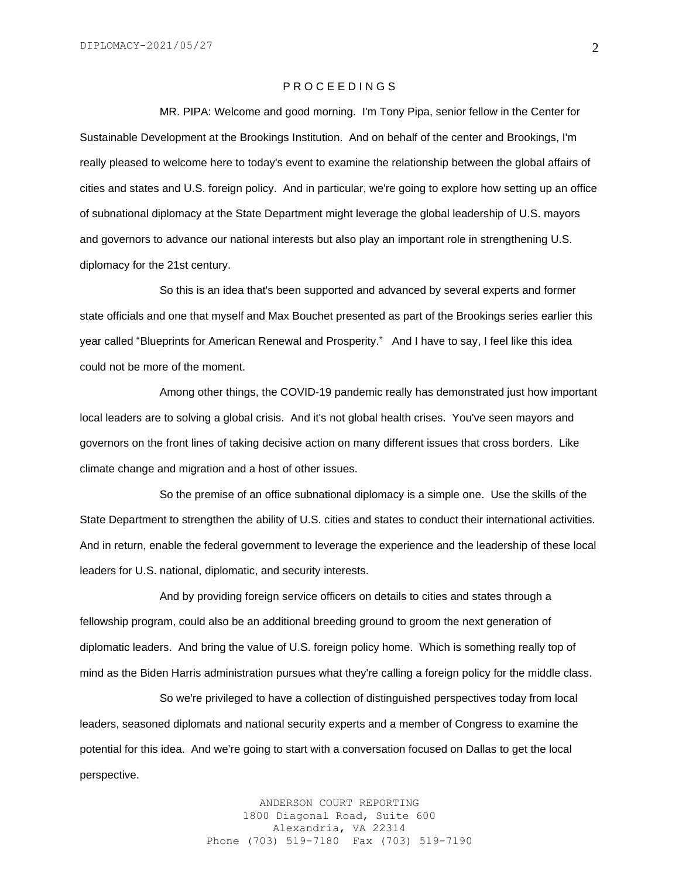P R O C E E D I N G S

MR. PIPA: Welcome and good morning. I'm Tony Pipa, senior fellow in the Center for Sustainable Development at the Brookings Institution. And on behalf of the center and Brookings, I'm really pleased to welcome here to today's event to examine the relationship between the global affairs of cities and states and U.S. foreign policy. And in particular, we're going to explore how setting up an office of subnational diplomacy at the State Department might leverage the global leadership of U.S. mayors and governors to advance our national interests but also play an important role in strengthening U.S. diplomacy for the 21st century.

So this is an idea that's been supported and advanced by several experts and former state officials and one that myself and Max Bouchet presented as part of the Brookings series earlier this year called “Blueprints for American Renewal and Prosperity.” And I have to say, I feel like this idea could not be more of the moment.

Among other things, the COVID-19 pandemic really has demonstrated just how important local leaders are to solving a global crisis. And it's not global health crises. You've seen mayors and governors on the front lines of taking decisive action on many different issues that cross borders. Like climate change and migration and a host of other issues.

So the premise of an office subnational diplomacy is a simple one. Use the skills of the State Department to strengthen the ability of U.S. cities and states to conduct their international activities. And in return, enable the federal government to leverage the experience and the leadership of these local leaders for U.S. national, diplomatic, and security interests.

And by providing foreign service officers on details to cities and states through a fellowship program, could also be an additional breeding ground to groom the next generation of diplomatic leaders. And bring the value of U.S. foreign policy home. Which is something really top of mind as the Biden Harris administration pursues what they're calling a foreign policy for the middle class.

So we're privileged to have a collection of distinguished perspectives today from local leaders, seasoned diplomats and national security experts and a member of Congress to examine the potential for this idea. And we're going to start with a conversation focused on Dallas to get the local perspective.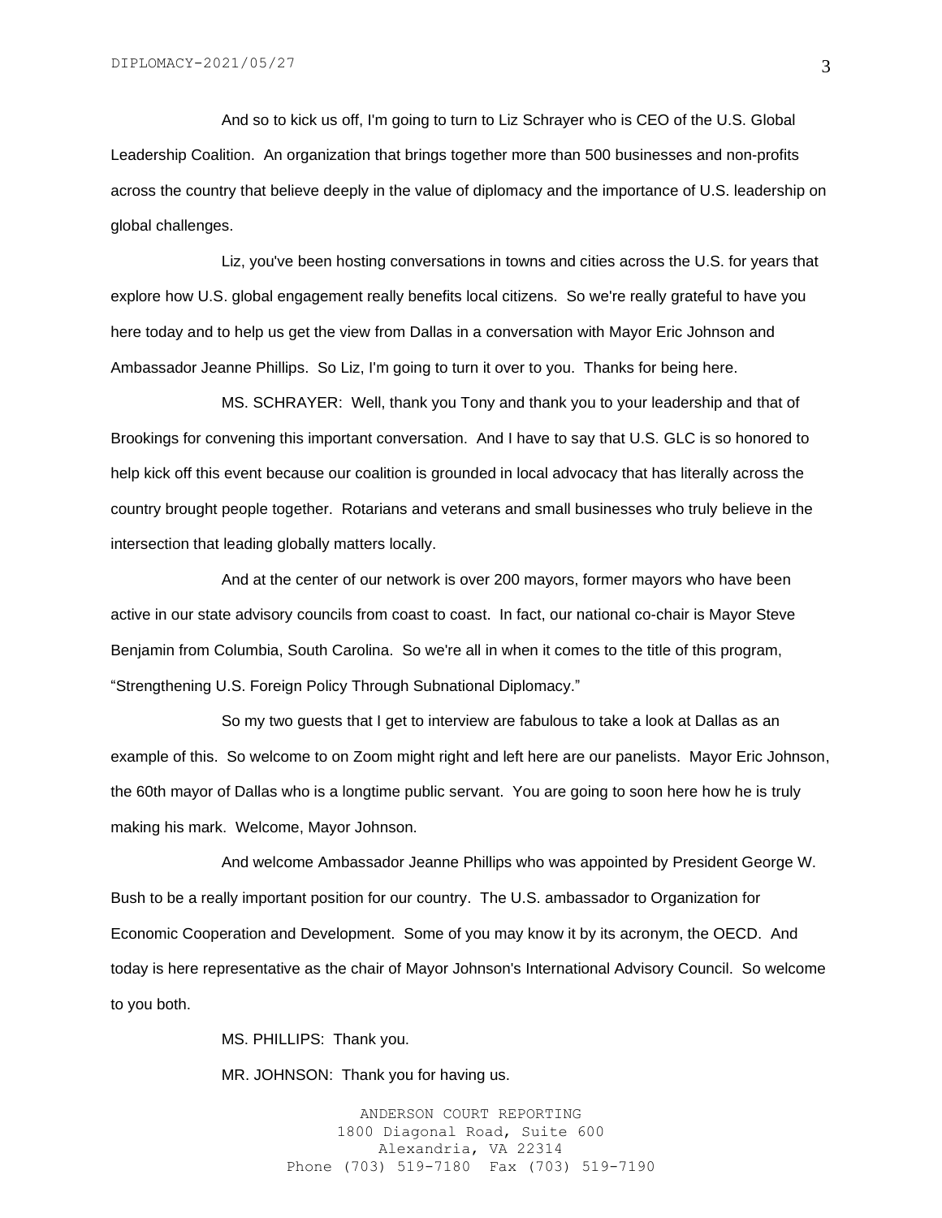And so to kick us off, I'm going to turn to Liz Schrayer who is CEO of the U.S. Global Leadership Coalition. An organization that brings together more than 500 businesses and non-profits across the country that believe deeply in the value of diplomacy and the importance of U.S. leadership on global challenges.

Liz, you've been hosting conversations in towns and cities across the U.S. for years that explore how U.S. global engagement really benefits local citizens. So we're really grateful to have you here today and to help us get the view from Dallas in a conversation with Mayor Eric Johnson and Ambassador Jeanne Phillips. So Liz, I'm going to turn it over to you. Thanks for being here.

MS. SCHRAYER: Well, thank you Tony and thank you to your leadership and that of Brookings for convening this important conversation. And I have to say that U.S. GLC is so honored to help kick off this event because our coalition is grounded in local advocacy that has literally across the country brought people together. Rotarians and veterans and small businesses who truly believe in the intersection that leading globally matters locally.

And at the center of our network is over 200 mayors, former mayors who have been active in our state advisory councils from coast to coast. In fact, our national co-chair is Mayor Steve Benjamin from Columbia, South Carolina. So we're all in when it comes to the title of this program, "Strengthening U.S. Foreign Policy Through Subnational Diplomacy."

So my two guests that I get to interview are fabulous to take a look at Dallas as an example of this. So welcome to on Zoom might right and left here are our panelists. Mayor Eric Johnson, the 60th mayor of Dallas who is a longtime public servant. You are going to soon here how he is truly making his mark. Welcome, Mayor Johnson.

And welcome Ambassador Jeanne Phillips who was appointed by President George W. Bush to be a really important position for our country. The U.S. ambassador to Organization for Economic Cooperation and Development. Some of you may know it by its acronym, the OECD. And today is here representative as the chair of Mayor Johnson's International Advisory Council. So welcome to you both.

MS. PHILLIPS: Thank you.

MR. JOHNSON: Thank you for having us.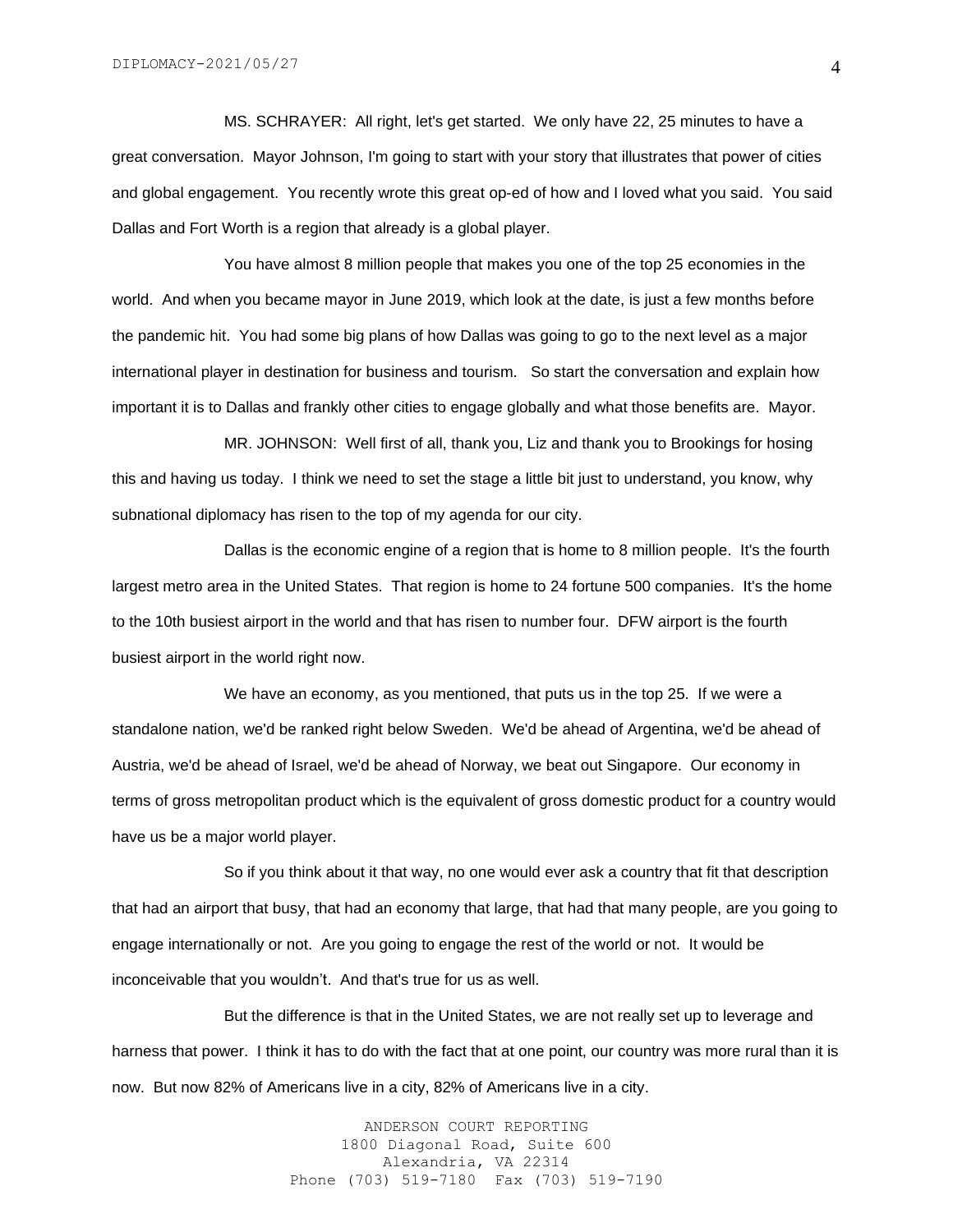MS. SCHRAYER: All right, let's get started. We only have 22, 25 minutes to have a great conversation. Mayor Johnson, I'm going to start with your story that illustrates that power of cities and global engagement. You recently wrote this great op-ed of how and I loved what you said. You said Dallas and Fort Worth is a region that already is a global player.

You have almost 8 million people that makes you one of the top 25 economies in the world. And when you became mayor in June 2019, which look at the date, is just a few months before the pandemic hit. You had some big plans of how Dallas was going to go to the next level as a major international player in destination for business and tourism. So start the conversation and explain how important it is to Dallas and frankly other cities to engage globally and what those benefits are. Mayor.

MR. JOHNSON: Well first of all, thank you, Liz and thank you to Brookings for hosing this and having us today. I think we need to set the stage a little bit just to understand, you know, why subnational diplomacy has risen to the top of my agenda for our city.

Dallas is the economic engine of a region that is home to 8 million people. It's the fourth largest metro area in the United States. That region is home to 24 fortune 500 companies. It's the home to the 10th busiest airport in the world and that has risen to number four. DFW airport is the fourth busiest airport in the world right now.

We have an economy, as you mentioned, that puts us in the top 25. If we were a standalone nation, we'd be ranked right below Sweden. We'd be ahead of Argentina, we'd be ahead of Austria, we'd be ahead of Israel, we'd be ahead of Norway, we beat out Singapore. Our economy in terms of gross metropolitan product which is the equivalent of gross domestic product for a country would have us be a major world player.

So if you think about it that way, no one would ever ask a country that fit that description that had an airport that busy, that had an economy that large, that had that many people, are you going to engage internationally or not. Are you going to engage the rest of the world or not. It would be inconceivable that you wouldn't. And that's true for us as well.

But the difference is that in the United States, we are not really set up to leverage and harness that power. I think it has to do with the fact that at one point, our country was more rural than it is now. But now 82% of Americans live in a city, 82% of Americans live in a city.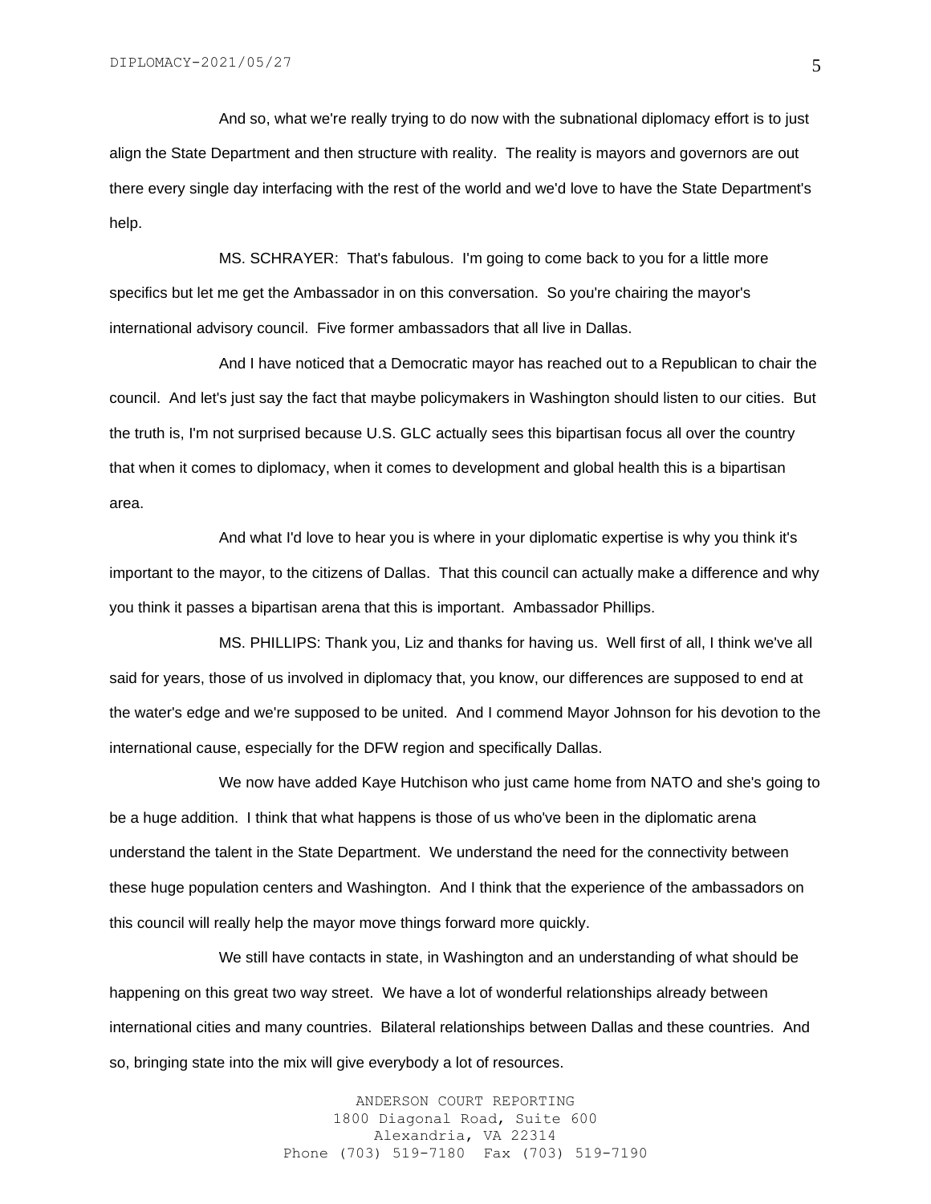And so, what we're really trying to do now with the subnational diplomacy effort is to just align the State Department and then structure with reality. The reality is mayors and governors are out there every single day interfacing with the rest of the world and we'd love to have the State Department's help.

MS. SCHRAYER: That's fabulous. I'm going to come back to you for a little more specifics but let me get the Ambassador in on this conversation. So you're chairing the mayor's international advisory council. Five former ambassadors that all live in Dallas.

And I have noticed that a Democratic mayor has reached out to a Republican to chair the council. And let's just say the fact that maybe policymakers in Washington should listen to our cities. But the truth is, I'm not surprised because U.S. GLC actually sees this bipartisan focus all over the country that when it comes to diplomacy, when it comes to development and global health this is a bipartisan area.

And what I'd love to hear you is where in your diplomatic expertise is why you think it's important to the mayor, to the citizens of Dallas. That this council can actually make a difference and why you think it passes a bipartisan arena that this is important. Ambassador Phillips.

MS. PHILLIPS: Thank you, Liz and thanks for having us. Well first of all, I think we've all said for years, those of us involved in diplomacy that, you know, our differences are supposed to end at the water's edge and we're supposed to be united. And I commend Mayor Johnson for his devotion to the international cause, especially for the DFW region and specifically Dallas.

We now have added Kaye Hutchison who just came home from NATO and she's going to be a huge addition. I think that what happens is those of us who've been in the diplomatic arena understand the talent in the State Department. We understand the need for the connectivity between these huge population centers and Washington. And I think that the experience of the ambassadors on this council will really help the mayor move things forward more quickly.

We still have contacts in state, in Washington and an understanding of what should be happening on this great two way street. We have a lot of wonderful relationships already between international cities and many countries. Bilateral relationships between Dallas and these countries. And so, bringing state into the mix will give everybody a lot of resources.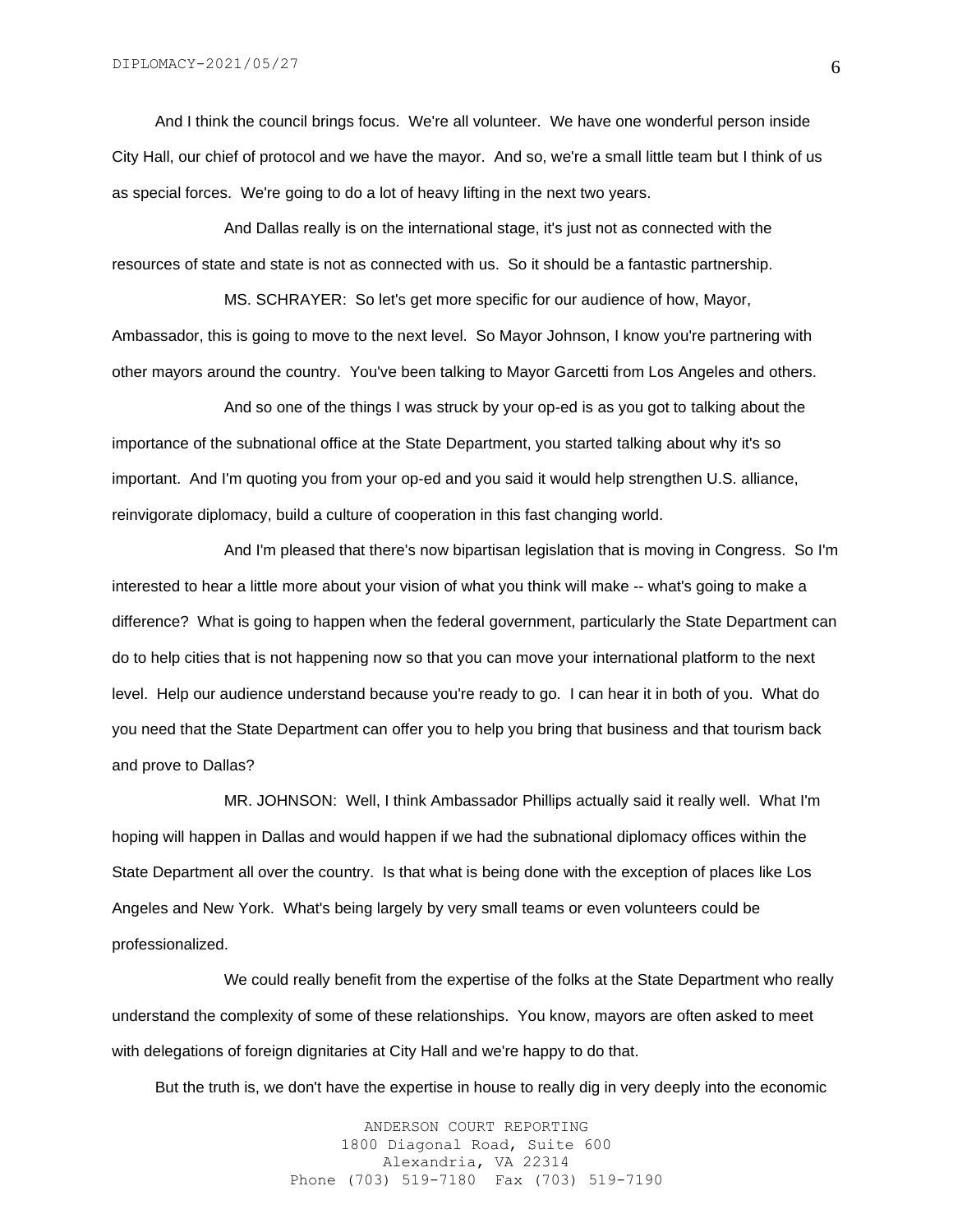And I think the council brings focus. We're all volunteer. We have one wonderful person inside City Hall, our chief of protocol and we have the mayor. And so, we're a small little team but I think of us as special forces. We're going to do a lot of heavy lifting in the next two years.

And Dallas really is on the international stage, it's just not as connected with the resources of state and state is not as connected with us. So it should be a fantastic partnership.

MS. SCHRAYER: So let's get more specific for our audience of how, Mayor, Ambassador, this is going to move to the next level. So Mayor Johnson, I know you're partnering with other mayors around the country. You've been talking to Mayor Garcetti from Los Angeles and others.

And so one of the things I was struck by your op-ed is as you got to talking about the importance of the subnational office at the State Department, you started talking about why it's so important. And I'm quoting you from your op-ed and you said it would help strengthen U.S. alliance, reinvigorate diplomacy, build a culture of cooperation in this fast changing world.

And I'm pleased that there's now bipartisan legislation that is moving in Congress. So I'm interested to hear a little more about your vision of what you think will make -- what's going to make a difference? What is going to happen when the federal government, particularly the State Department can do to help cities that is not happening now so that you can move your international platform to the next level. Help our audience understand because you're ready to go. I can hear it in both of you. What do you need that the State Department can offer you to help you bring that business and that tourism back and prove to Dallas?

MR. JOHNSON: Well, I think Ambassador Phillips actually said it really well. What I'm hoping will happen in Dallas and would happen if we had the subnational diplomacy offices within the State Department all over the country. Is that what is being done with the exception of places like Los Angeles and New York. What's being largely by very small teams or even volunteers could be professionalized.

We could really benefit from the expertise of the folks at the State Department who really understand the complexity of some of these relationships. You know, mayors are often asked to meet with delegations of foreign dignitaries at City Hall and we're happy to do that.

But the truth is, we don't have the expertise in house to really dig in very deeply into the economic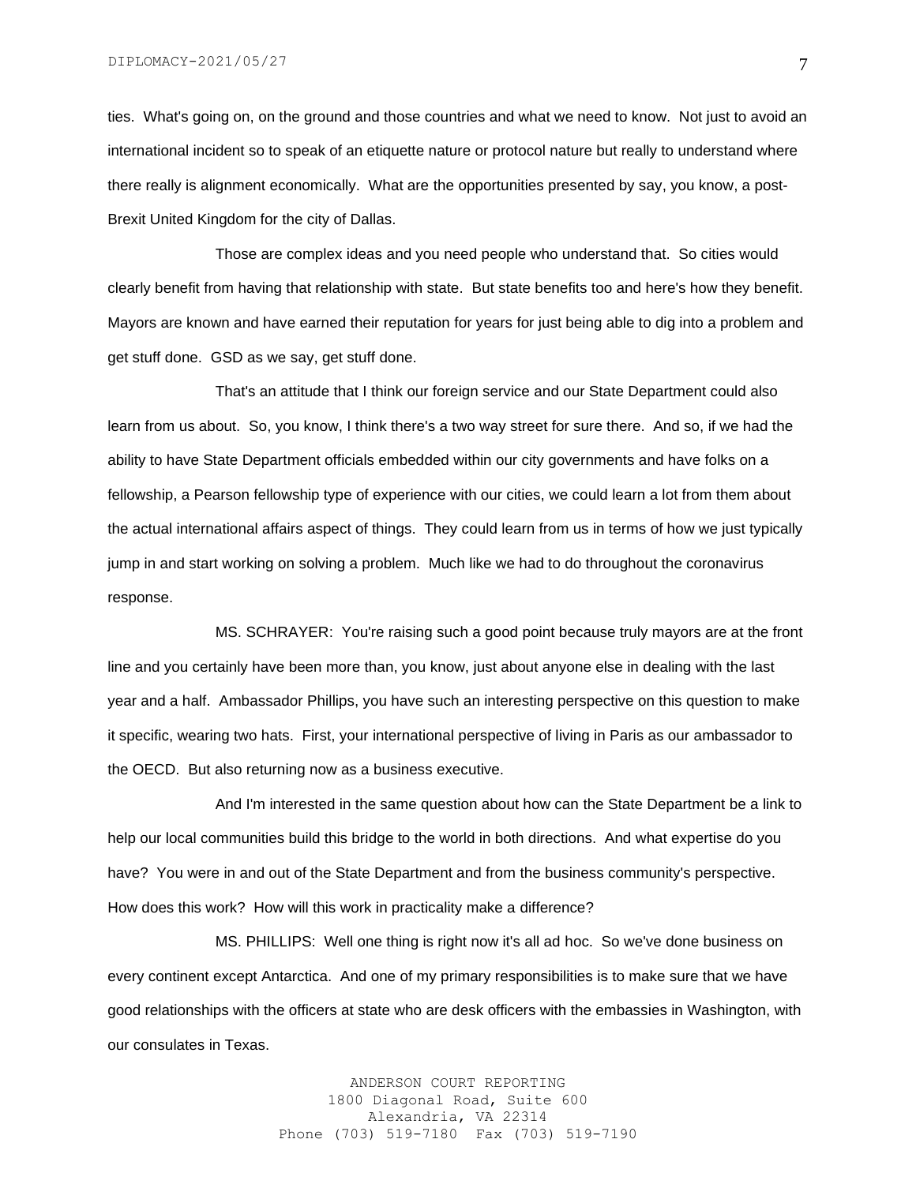ties. What's going on, on the ground and those countries and what we need to know. Not just to avoid an international incident so to speak of an etiquette nature or protocol nature but really to understand where there really is alignment economically. What are the opportunities presented by say, you know, a post-Brexit United Kingdom for the city of Dallas.

Those are complex ideas and you need people who understand that. So cities would clearly benefit from having that relationship with state. But state benefits too and here's how they benefit. Mayors are known and have earned their reputation for years for just being able to dig into a problem and get stuff done. GSD as we say, get stuff done.

That's an attitude that I think our foreign service and our State Department could also learn from us about. So, you know, I think there's a two way street for sure there. And so, if we had the ability to have State Department officials embedded within our city governments and have folks on a fellowship, a Pearson fellowship type of experience with our cities, we could learn a lot from them about the actual international affairs aspect of things. They could learn from us in terms of how we just typically jump in and start working on solving a problem. Much like we had to do throughout the coronavirus response.

MS. SCHRAYER: You're raising such a good point because truly mayors are at the front line and you certainly have been more than, you know, just about anyone else in dealing with the last year and a half. Ambassador Phillips, you have such an interesting perspective on this question to make it specific, wearing two hats. First, your international perspective of living in Paris as our ambassador to the OECD. But also returning now as a business executive.

And I'm interested in the same question about how can the State Department be a link to help our local communities build this bridge to the world in both directions. And what expertise do you have? You were in and out of the State Department and from the business community's perspective. How does this work? How will this work in practicality make a difference?

MS. PHILLIPS: Well one thing is right now it's all ad hoc. So we've done business on every continent except Antarctica. And one of my primary responsibilities is to make sure that we have good relationships with the officers at state who are desk officers with the embassies in Washington, with our consulates in Texas.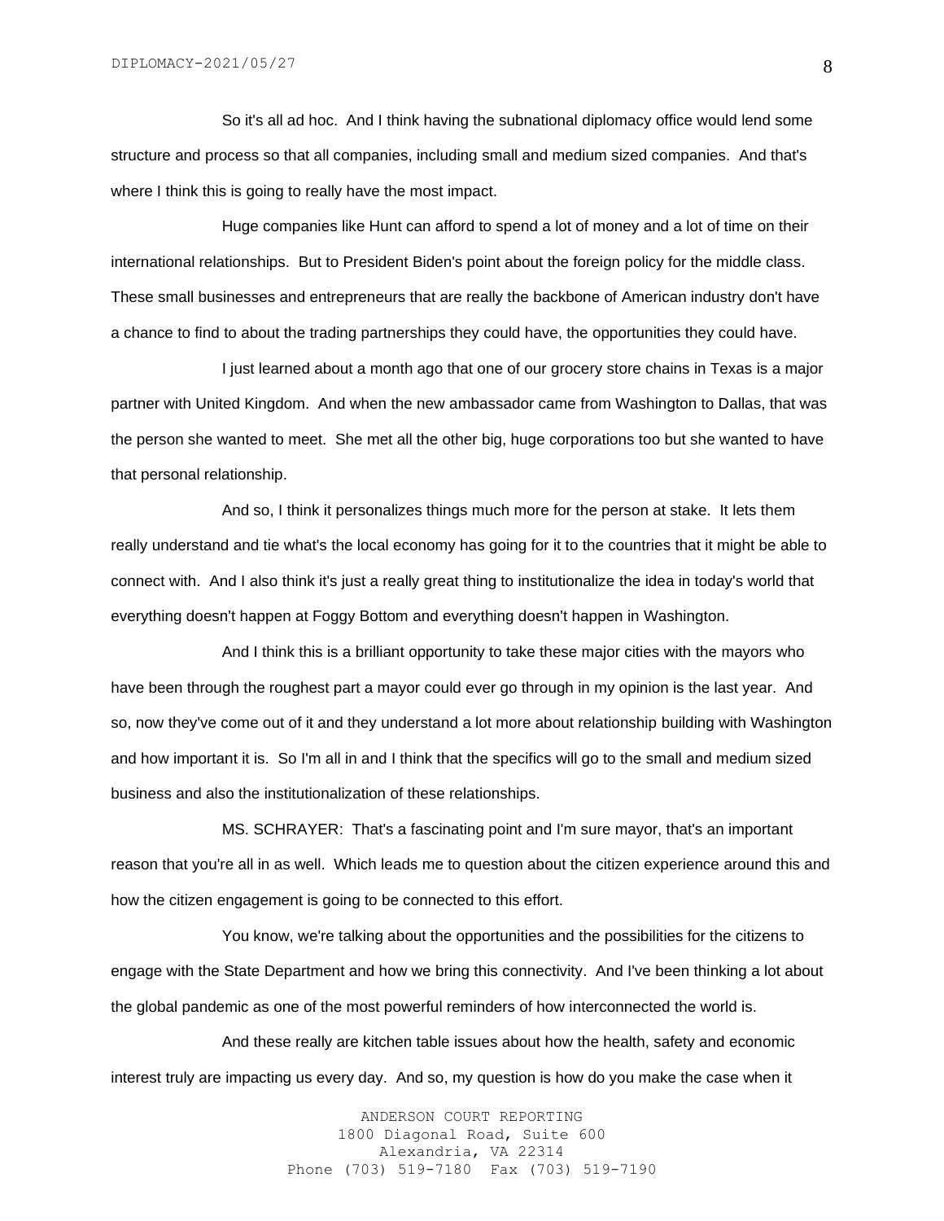So it's all ad hoc. And I think having the subnational diplomacy office would lend some structure and process so that all companies, including small and medium sized companies. And that's where I think this is going to really have the most impact.

Huge companies like Hunt can afford to spend a lot of money and a lot of time on their international relationships. But to President Biden's point about the foreign policy for the middle class. These small businesses and entrepreneurs that are really the backbone of American industry don't have a chance to find to about the trading partnerships they could have, the opportunities they could have.

I just learned about a month ago that one of our grocery store chains in Texas is a major partner with United Kingdom. And when the new ambassador came from Washington to Dallas, that was the person she wanted to meet. She met all the other big, huge corporations too but she wanted to have that personal relationship.

And so, I think it personalizes things much more for the person at stake. It lets them really understand and tie what's the local economy has going for it to the countries that it might be able to connect with. And I also think it's just a really great thing to institutionalize the idea in today's world that everything doesn't happen at Foggy Bottom and everything doesn't happen in Washington.

And I think this is a brilliant opportunity to take these major cities with the mayors who have been through the roughest part a mayor could ever go through in my opinion is the last year. And so, now they've come out of it and they understand a lot more about relationship building with Washington and how important it is. So I'm all in and I think that the specifics will go to the small and medium sized business and also the institutionalization of these relationships.

MS. SCHRAYER: That's a fascinating point and I'm sure mayor, that's an important reason that you're all in as well. Which leads me to question about the citizen experience around this and how the citizen engagement is going to be connected to this effort.

You know, we're talking about the opportunities and the possibilities for the citizens to engage with the State Department and how we bring this connectivity. And I've been thinking a lot about the global pandemic as one of the most powerful reminders of how interconnected the world is.

And these really are kitchen table issues about how the health, safety and economic interest truly are impacting us every day. And so, my question is how do you make the case when it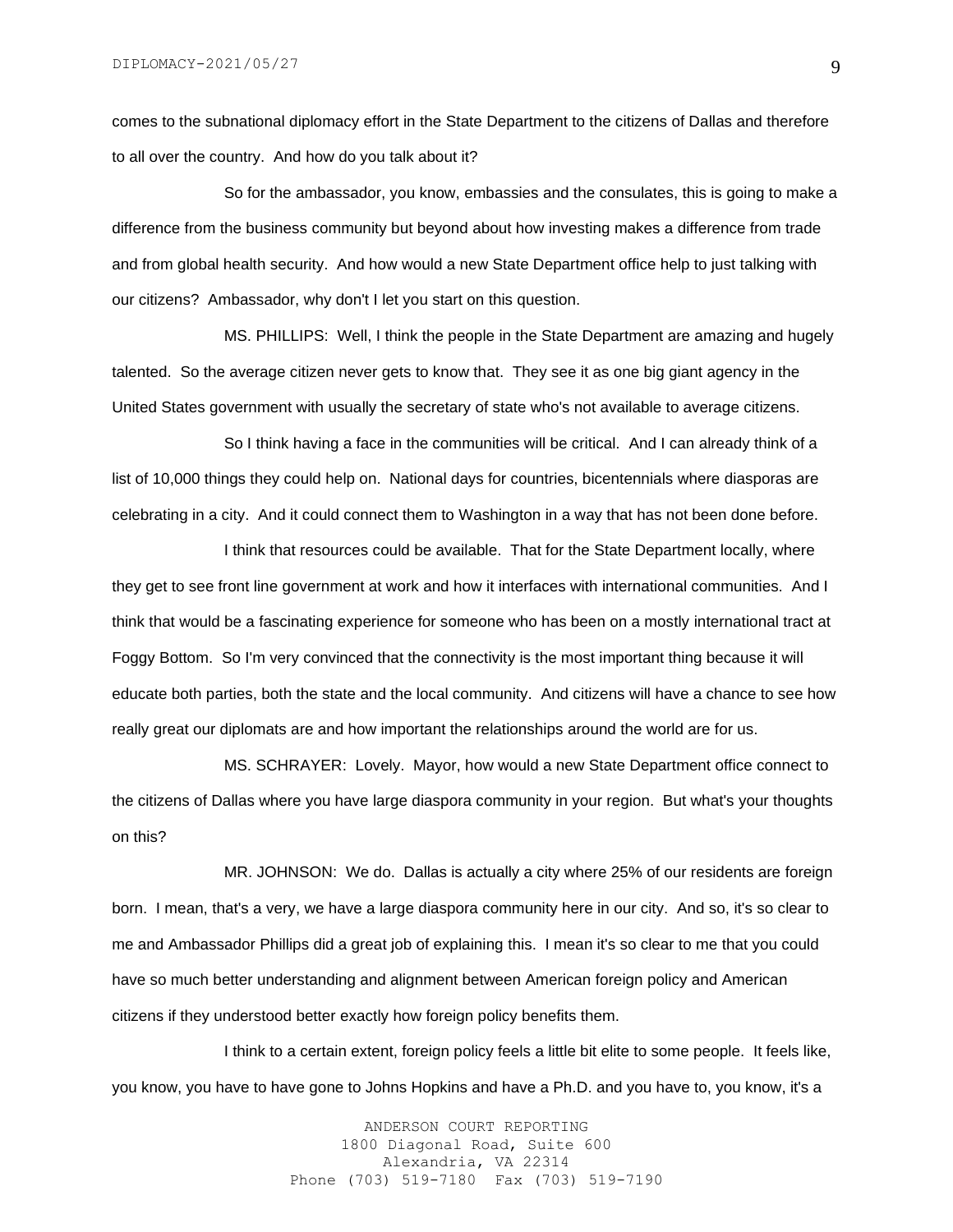comes to the subnational diplomacy effort in the State Department to the citizens of Dallas and therefore to all over the country. And how do you talk about it?

So for the ambassador, you know, embassies and the consulates, this is going to make a difference from the business community but beyond about how investing makes a difference from trade and from global health security. And how would a new State Department office help to just talking with our citizens? Ambassador, why don't I let you start on this question.

MS. PHILLIPS: Well, I think the people in the State Department are amazing and hugely talented. So the average citizen never gets to know that. They see it as one big giant agency in the United States government with usually the secretary of state who's not available to average citizens.

So I think having a face in the communities will be critical. And I can already think of a list of 10,000 things they could help on. National days for countries, bicentennials where diasporas are celebrating in a city. And it could connect them to Washington in a way that has not been done before.

I think that resources could be available. That for the State Department locally, where they get to see front line government at work and how it interfaces with international communities. And I think that would be a fascinating experience for someone who has been on a mostly international tract at Foggy Bottom. So I'm very convinced that the connectivity is the most important thing because it will educate both parties, both the state and the local community. And citizens will have a chance to see how really great our diplomats are and how important the relationships around the world are for us.

MS. SCHRAYER: Lovely. Mayor, how would a new State Department office connect to the citizens of Dallas where you have large diaspora community in your region. But what's your thoughts on this?

MR. JOHNSON: We do. Dallas is actually a city where 25% of our residents are foreign born. I mean, that's a very, we have a large diaspora community here in our city. And so, it's so clear to me and Ambassador Phillips did a great job of explaining this. I mean it's so clear to me that you could have so much better understanding and alignment between American foreign policy and American citizens if they understood better exactly how foreign policy benefits them.

I think to a certain extent, foreign policy feels a little bit elite to some people. It feels like, you know, you have to have gone to Johns Hopkins and have a Ph.D. and you have to, you know, it's a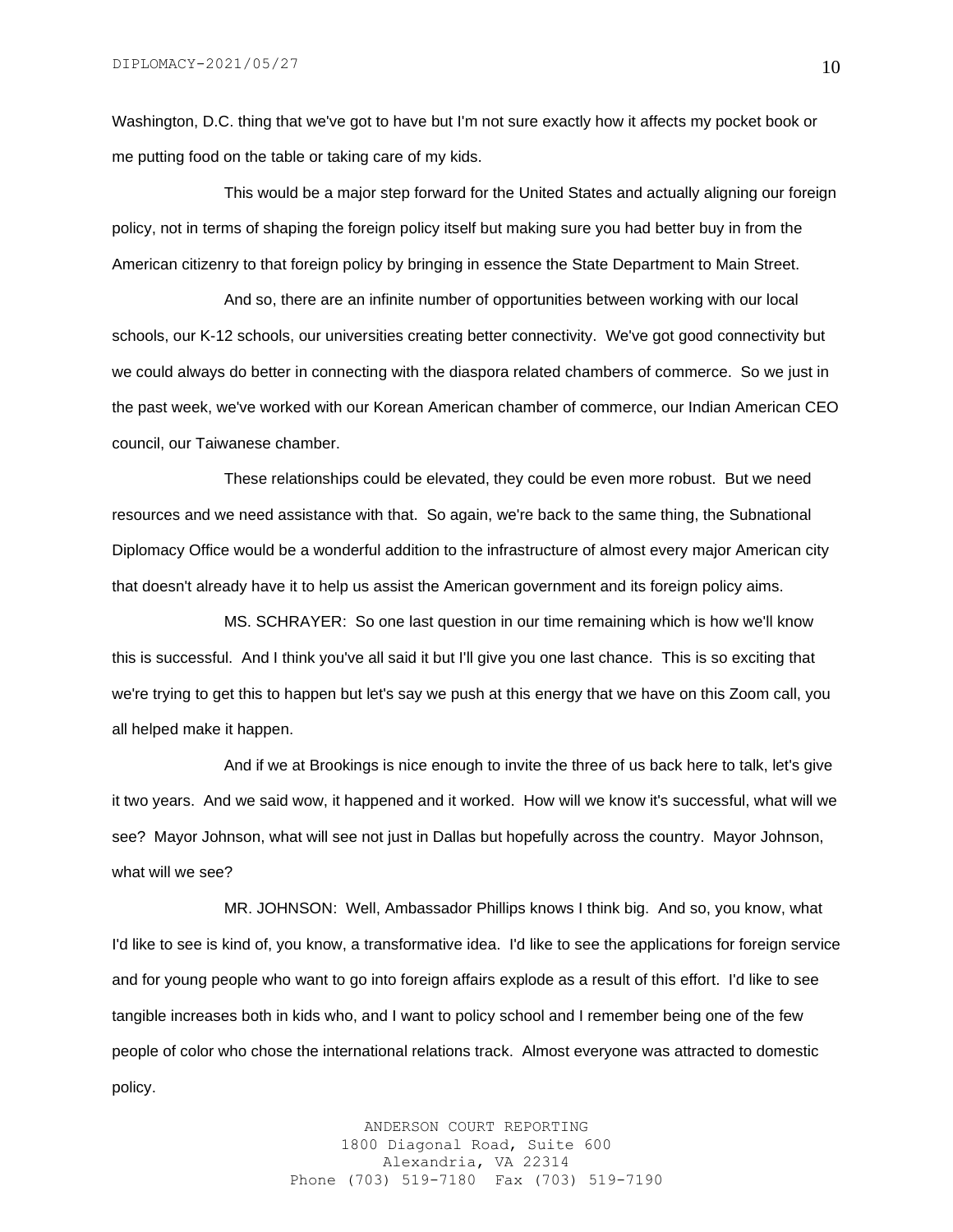Washington, D.C. thing that we've got to have but I'm not sure exactly how it affects my pocket book or me putting food on the table or taking care of my kids.

This would be a major step forward for the United States and actually aligning our foreign policy, not in terms of shaping the foreign policy itself but making sure you had better buy in from the American citizenry to that foreign policy by bringing in essence the State Department to Main Street.

And so, there are an infinite number of opportunities between working with our local schools, our K-12 schools, our universities creating better connectivity. We've got good connectivity but we could always do better in connecting with the diaspora related chambers of commerce. So we just in the past week, we've worked with our Korean American chamber of commerce, our Indian American CEO council, our Taiwanese chamber.

These relationships could be elevated, they could be even more robust. But we need resources and we need assistance with that. So again, we're back to the same thing, the Subnational Diplomacy Office would be a wonderful addition to the infrastructure of almost every major American city that doesn't already have it to help us assist the American government and its foreign policy aims.

MS. SCHRAYER: So one last question in our time remaining which is how we'll know this is successful. And I think you've all said it but I'll give you one last chance. This is so exciting that we're trying to get this to happen but let's say we push at this energy that we have on this Zoom call, you all helped make it happen.

And if we at Brookings is nice enough to invite the three of us back here to talk, let's give it two years. And we said wow, it happened and it worked. How will we know it's successful, what will we see? Mayor Johnson, what will see not just in Dallas but hopefully across the country. Mayor Johnson, what will we see?

MR. JOHNSON: Well, Ambassador Phillips knows I think big. And so, you know, what I'd like to see is kind of, you know, a transformative idea. I'd like to see the applications for foreign service and for young people who want to go into foreign affairs explode as a result of this effort. I'd like to see tangible increases both in kids who, and I want to policy school and I remember being one of the few people of color who chose the international relations track. Almost everyone was attracted to domestic policy.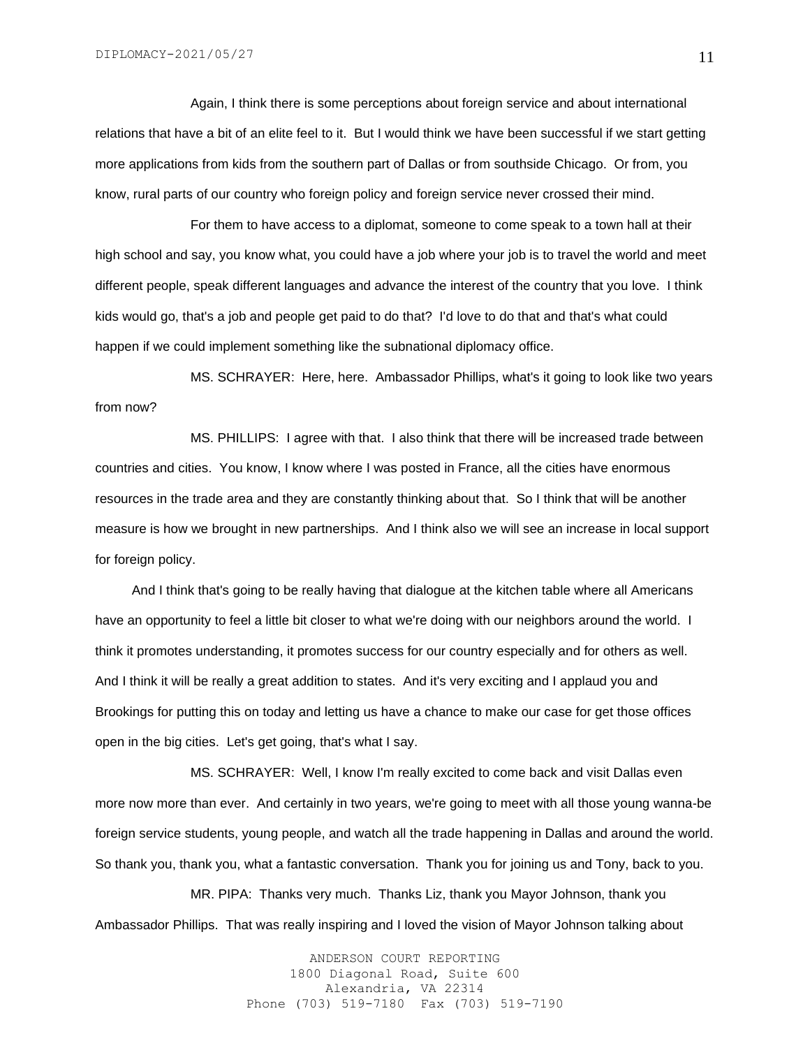Again, I think there is some perceptions about foreign service and about international relations that have a bit of an elite feel to it. But I would think we have been successful if we start getting more applications from kids from the southern part of Dallas or from southside Chicago. Or from, you know, rural parts of our country who foreign policy and foreign service never crossed their mind.

For them to have access to a diplomat, someone to come speak to a town hall at their high school and say, you know what, you could have a job where your job is to travel the world and meet different people, speak different languages and advance the interest of the country that you love. I think kids would go, that's a job and people get paid to do that? I'd love to do that and that's what could happen if we could implement something like the subnational diplomacy office.

MS. SCHRAYER: Here, here. Ambassador Phillips, what's it going to look like two years from now?

MS. PHILLIPS: I agree with that. I also think that there will be increased trade between countries and cities. You know, I know where I was posted in France, all the cities have enormous resources in the trade area and they are constantly thinking about that. So I think that will be another measure is how we brought in new partnerships. And I think also we will see an increase in local support for foreign policy.

And I think that's going to be really having that dialogue at the kitchen table where all Americans have an opportunity to feel a little bit closer to what we're doing with our neighbors around the world. I think it promotes understanding, it promotes success for our country especially and for others as well. And I think it will be really a great addition to states. And it's very exciting and I applaud you and Brookings for putting this on today and letting us have a chance to make our case for get those offices open in the big cities. Let's get going, that's what I say.

MS. SCHRAYER: Well, I know I'm really excited to come back and visit Dallas even more now more than ever. And certainly in two years, we're going to meet with all those young wanna-be foreign service students, young people, and watch all the trade happening in Dallas and around the world. So thank you, thank you, what a fantastic conversation. Thank you for joining us and Tony, back to you.

MR. PIPA: Thanks very much. Thanks Liz, thank you Mayor Johnson, thank you Ambassador Phillips. That was really inspiring and I loved the vision of Mayor Johnson talking about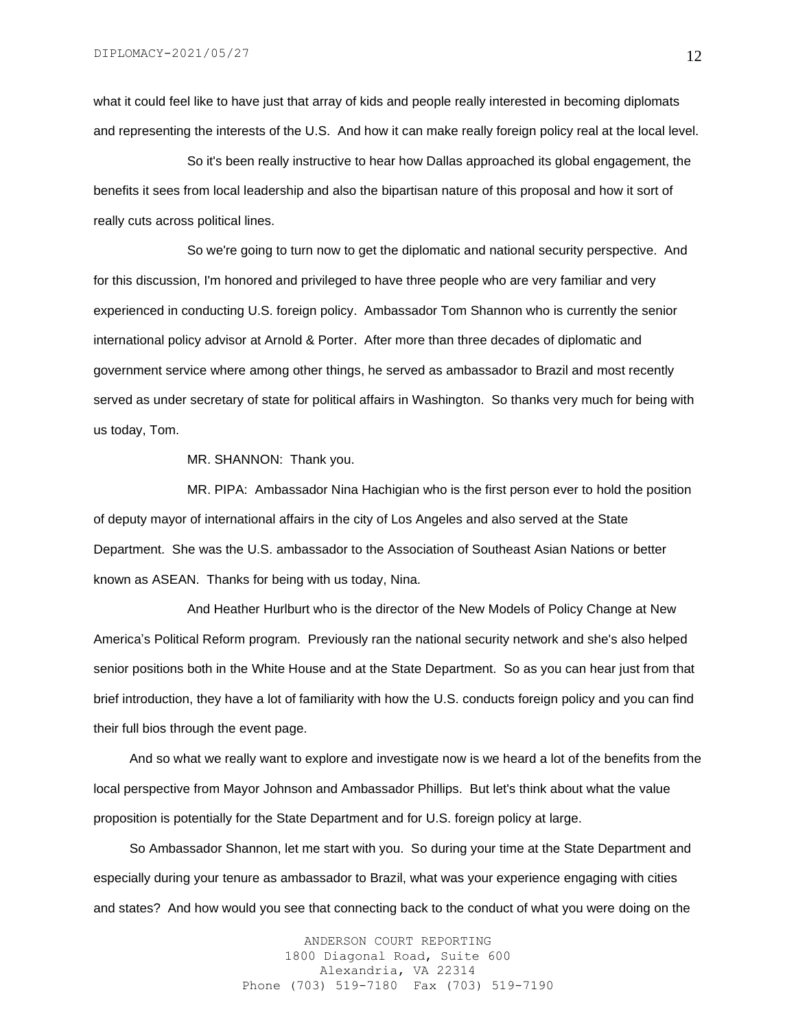what it could feel like to have just that array of kids and people really interested in becoming diplomats and representing the interests of the U.S. And how it can make really foreign policy real at the local level.

So it's been really instructive to hear how Dallas approached its global engagement, the benefits it sees from local leadership and also the bipartisan nature of this proposal and how it sort of really cuts across political lines.

So we're going to turn now to get the diplomatic and national security perspective. And for this discussion, I'm honored and privileged to have three people who are very familiar and very experienced in conducting U.S. foreign policy. Ambassador Tom Shannon who is currently the senior international policy advisor at Arnold & Porter. After more than three decades of diplomatic and government service where among other things, he served as ambassador to Brazil and most recently served as under secretary of state for political affairs in Washington. So thanks very much for being with us today, Tom.

MR. SHANNON: Thank you.

MR. PIPA: Ambassador Nina Hachigian who is the first person ever to hold the position of deputy mayor of international affairs in the city of Los Angeles and also served at the State Department. She was the U.S. ambassador to the Association of Southeast Asian Nations or better known as ASEAN. Thanks for being with us today, Nina.

And Heather Hurlburt who is the director of the New Models of Policy Change at New America's Political Reform program. Previously ran the national security network and she's also helped senior positions both in the White House and at the State Department. So as you can hear just from that brief introduction, they have a lot of familiarity with how the U.S. conducts foreign policy and you can find their full bios through the event page.

And so what we really want to explore and investigate now is we heard a lot of the benefits from the local perspective from Mayor Johnson and Ambassador Phillips. But let's think about what the value proposition is potentially for the State Department and for U.S. foreign policy at large.

So Ambassador Shannon, let me start with you. So during your time at the State Department and especially during your tenure as ambassador to Brazil, what was your experience engaging with cities and states? And how would you see that connecting back to the conduct of what you were doing on the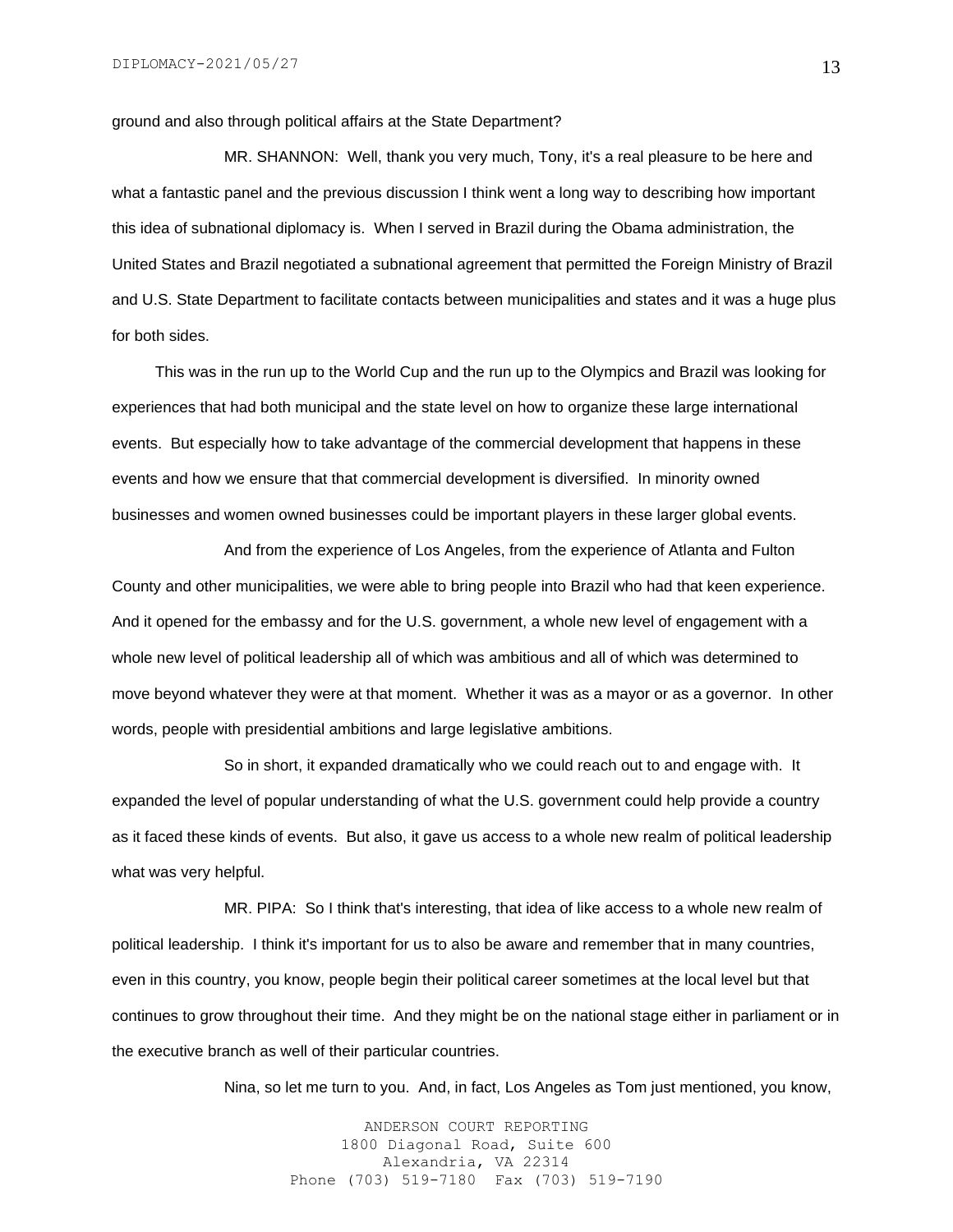ground and also through political affairs at the State Department?

MR. SHANNON: Well, thank you very much, Tony, it's a real pleasure to be here and what a fantastic panel and the previous discussion I think went a long way to describing how important this idea of subnational diplomacy is. When I served in Brazil during the Obama administration, the United States and Brazil negotiated a subnational agreement that permitted the Foreign Ministry of Brazil and U.S. State Department to facilitate contacts between municipalities and states and it was a huge plus for both sides.

This was in the run up to the World Cup and the run up to the Olympics and Brazil was looking for experiences that had both municipal and the state level on how to organize these large international events. But especially how to take advantage of the commercial development that happens in these events and how we ensure that that commercial development is diversified. In minority owned businesses and women owned businesses could be important players in these larger global events.

And from the experience of Los Angeles, from the experience of Atlanta and Fulton County and other municipalities, we were able to bring people into Brazil who had that keen experience. And it opened for the embassy and for the U.S. government, a whole new level of engagement with a whole new level of political leadership all of which was ambitious and all of which was determined to move beyond whatever they were at that moment. Whether it was as a mayor or as a governor. In other words, people with presidential ambitions and large legislative ambitions.

So in short, it expanded dramatically who we could reach out to and engage with. It expanded the level of popular understanding of what the U.S. government could help provide a country as it faced these kinds of events. But also, it gave us access to a whole new realm of political leadership what was very helpful.

MR. PIPA: So I think that's interesting, that idea of like access to a whole new realm of political leadership. I think it's important for us to also be aware and remember that in many countries, even in this country, you know, people begin their political career sometimes at the local level but that continues to grow throughout their time. And they might be on the national stage either in parliament or in the executive branch as well of their particular countries.

Nina, so let me turn to you. And, in fact, Los Angeles as Tom just mentioned, you know,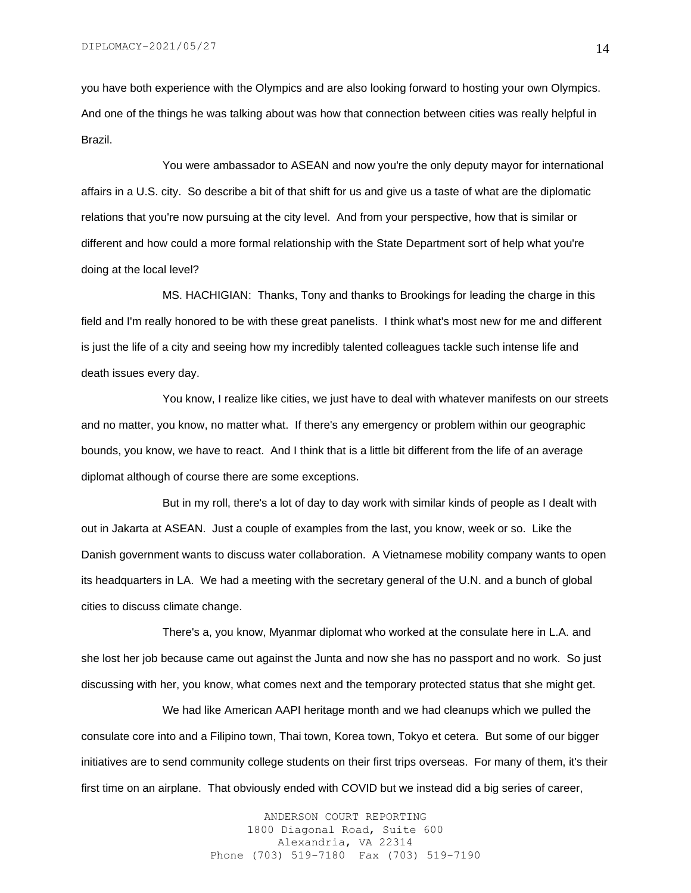you have both experience with the Olympics and are also looking forward to hosting your own Olympics. And one of the things he was talking about was how that connection between cities was really helpful in Brazil.

You were ambassador to ASEAN and now you're the only deputy mayor for international affairs in a U.S. city. So describe a bit of that shift for us and give us a taste of what are the diplomatic relations that you're now pursuing at the city level. And from your perspective, how that is similar or different and how could a more formal relationship with the State Department sort of help what you're doing at the local level?

MS. HACHIGIAN: Thanks, Tony and thanks to Brookings for leading the charge in this field and I'm really honored to be with these great panelists. I think what's most new for me and different is just the life of a city and seeing how my incredibly talented colleagues tackle such intense life and death issues every day.

You know, I realize like cities, we just have to deal with whatever manifests on our streets and no matter, you know, no matter what. If there's any emergency or problem within our geographic bounds, you know, we have to react. And I think that is a little bit different from the life of an average diplomat although of course there are some exceptions.

But in my roll, there's a lot of day to day work with similar kinds of people as I dealt with out in Jakarta at ASEAN. Just a couple of examples from the last, you know, week or so. Like the Danish government wants to discuss water collaboration. A Vietnamese mobility company wants to open its headquarters in LA. We had a meeting with the secretary general of the U.N. and a bunch of global cities to discuss climate change.

There's a, you know, Myanmar diplomat who worked at the consulate here in L.A. and she lost her job because came out against the Junta and now she has no passport and no work. So just discussing with her, you know, what comes next and the temporary protected status that she might get.

We had like American AAPI heritage month and we had cleanups which we pulled the consulate core into and a Filipino town, Thai town, Korea town, Tokyo et cetera. But some of our bigger initiatives are to send community college students on their first trips overseas. For many of them, it's their first time on an airplane. That obviously ended with COVID but we instead did a big series of career,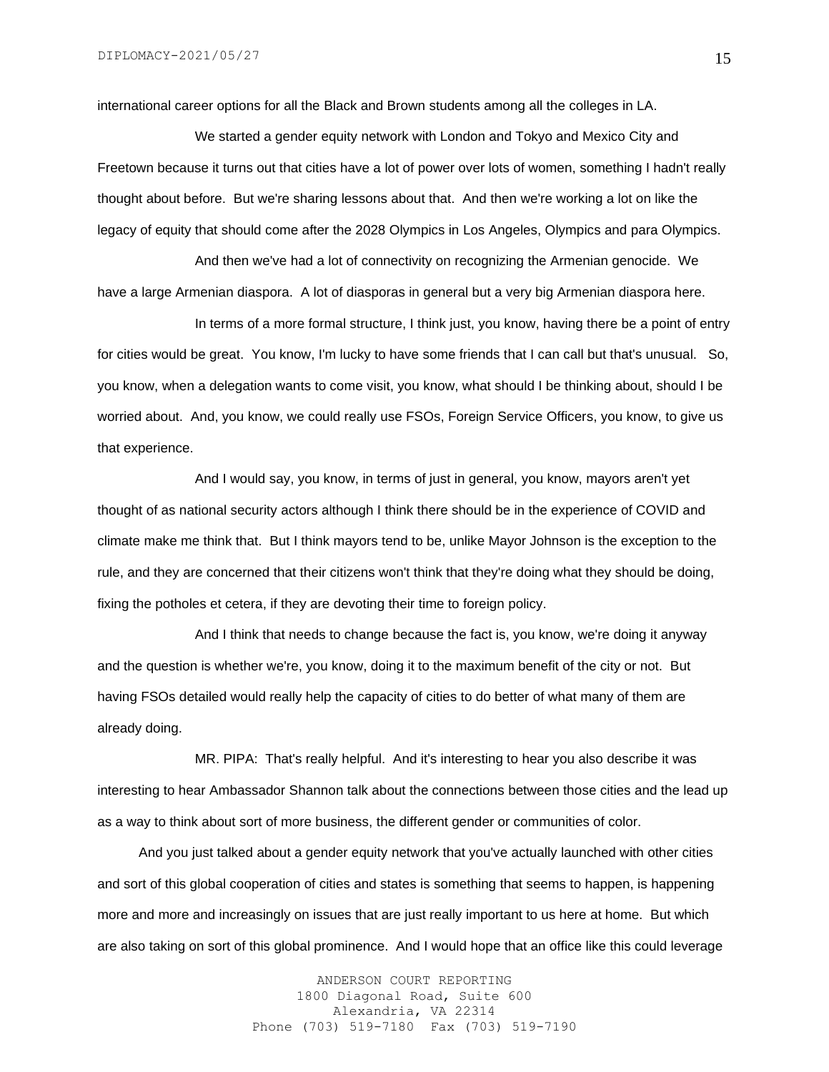international career options for all the Black and Brown students among all the colleges in LA.

We started a gender equity network with London and Tokyo and Mexico City and Freetown because it turns out that cities have a lot of power over lots of women, something I hadn't really thought about before. But we're sharing lessons about that. And then we're working a lot on like the legacy of equity that should come after the 2028 Olympics in Los Angeles, Olympics and para Olympics.

And then we've had a lot of connectivity on recognizing the Armenian genocide. We have a large Armenian diaspora. A lot of diasporas in general but a very big Armenian diaspora here.

In terms of a more formal structure, I think just, you know, having there be a point of entry for cities would be great. You know, I'm lucky to have some friends that I can call but that's unusual. So, you know, when a delegation wants to come visit, you know, what should I be thinking about, should I be worried about. And, you know, we could really use FSOs, Foreign Service Officers, you know, to give us that experience.

And I would say, you know, in terms of just in general, you know, mayors aren't yet thought of as national security actors although I think there should be in the experience of COVID and climate make me think that. But I think mayors tend to be, unlike Mayor Johnson is the exception to the rule, and they are concerned that their citizens won't think that they're doing what they should be doing, fixing the potholes et cetera, if they are devoting their time to foreign policy.

And I think that needs to change because the fact is, you know, we're doing it anyway and the question is whether we're, you know, doing it to the maximum benefit of the city or not. But having FSOs detailed would really help the capacity of cities to do better of what many of them are already doing.

MR. PIPA: That's really helpful. And it's interesting to hear you also describe it was interesting to hear Ambassador Shannon talk about the connections between those cities and the lead up as a way to think about sort of more business, the different gender or communities of color.

And you just talked about a gender equity network that you've actually launched with other cities and sort of this global cooperation of cities and states is something that seems to happen, is happening more and more and increasingly on issues that are just really important to us here at home. But which are also taking on sort of this global prominence. And I would hope that an office like this could leverage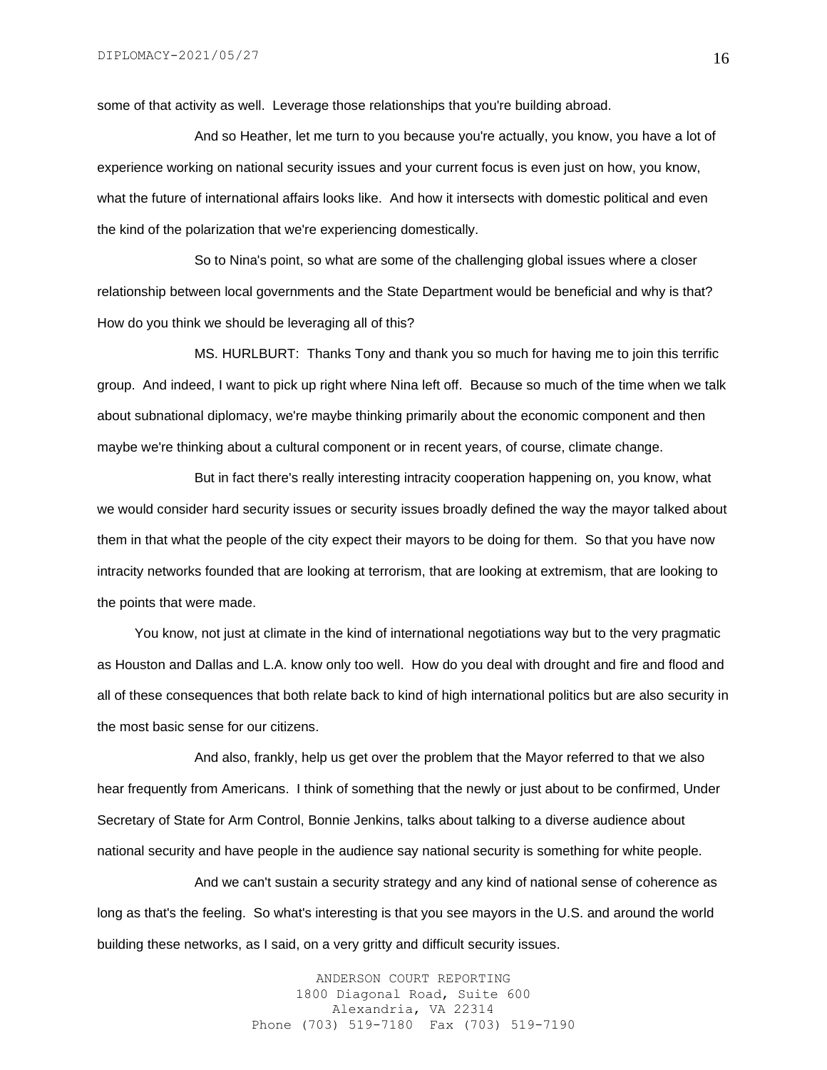some of that activity as well. Leverage those relationships that you're building abroad.

And so Heather, let me turn to you because you're actually, you know, you have a lot of experience working on national security issues and your current focus is even just on how, you know, what the future of international affairs looks like. And how it intersects with domestic political and even the kind of the polarization that we're experiencing domestically.

So to Nina's point, so what are some of the challenging global issues where a closer relationship between local governments and the State Department would be beneficial and why is that? How do you think we should be leveraging all of this?

MS. HURLBURT: Thanks Tony and thank you so much for having me to join this terrific group. And indeed, I want to pick up right where Nina left off. Because so much of the time when we talk about subnational diplomacy, we're maybe thinking primarily about the economic component and then maybe we're thinking about a cultural component or in recent years, of course, climate change.

But in fact there's really interesting intracity cooperation happening on, you know, what we would consider hard security issues or security issues broadly defined the way the mayor talked about them in that what the people of the city expect their mayors to be doing for them. So that you have now intracity networks founded that are looking at terrorism, that are looking at extremism, that are looking to the points that were made.

You know, not just at climate in the kind of international negotiations way but to the very pragmatic as Houston and Dallas and L.A. know only too well. How do you deal with drought and fire and flood and all of these consequences that both relate back to kind of high international politics but are also security in the most basic sense for our citizens.

And also, frankly, help us get over the problem that the Mayor referred to that we also hear frequently from Americans. I think of something that the newly or just about to be confirmed, Under Secretary of State for Arm Control, Bonnie Jenkins, talks about talking to a diverse audience about national security and have people in the audience say national security is something for white people.

And we can't sustain a security strategy and any kind of national sense of coherence as long as that's the feeling. So what's interesting is that you see mayors in the U.S. and around the world building these networks, as I said, on a very gritty and difficult security issues.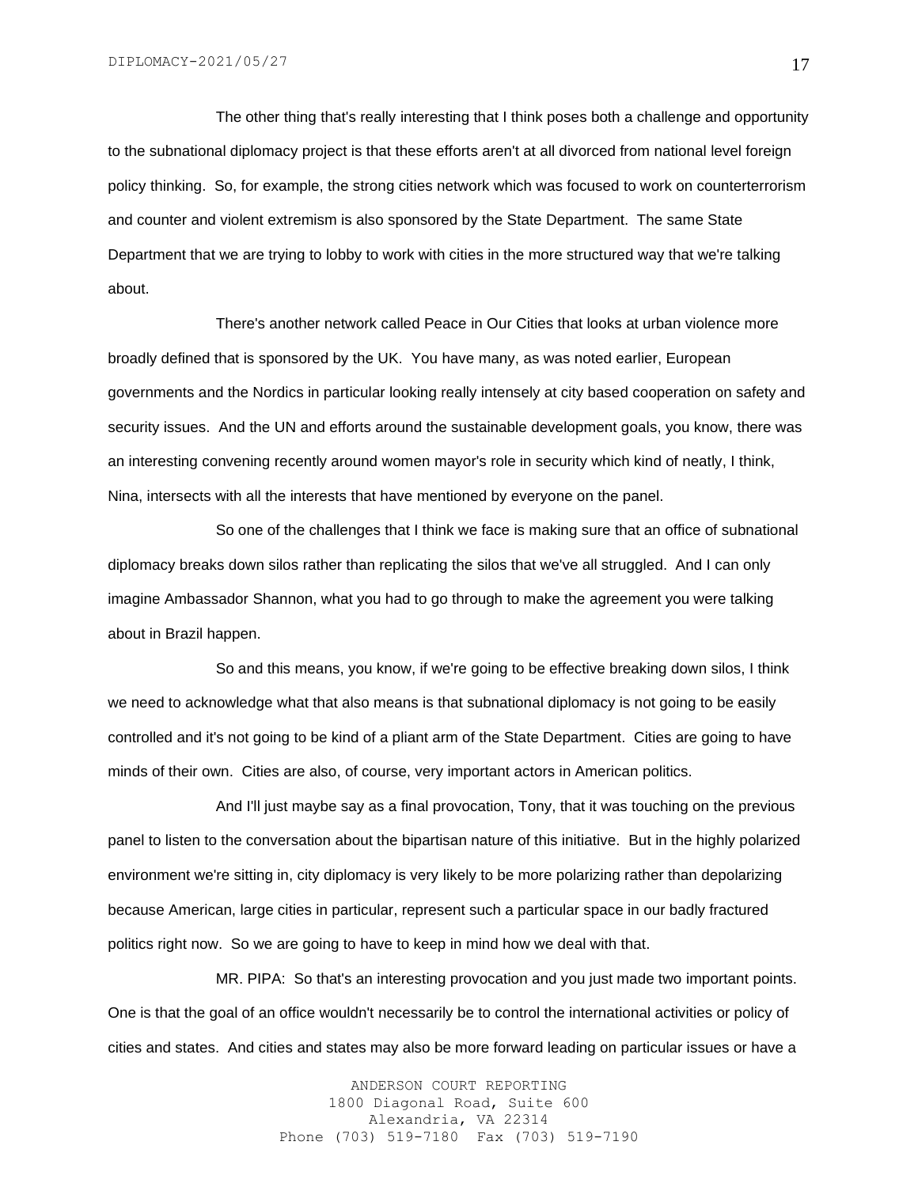The other thing that's really interesting that I think poses both a challenge and opportunity to the subnational diplomacy project is that these efforts aren't at all divorced from national level foreign policy thinking. So, for example, the strong cities network which was focused to work on counterterrorism and counter and violent extremism is also sponsored by the State Department. The same State Department that we are trying to lobby to work with cities in the more structured way that we're talking about.

There's another network called Peace in Our Cities that looks at urban violence more broadly defined that is sponsored by the UK. You have many, as was noted earlier, European governments and the Nordics in particular looking really intensely at city based cooperation on safety and security issues. And the UN and efforts around the sustainable development goals, you know, there was an interesting convening recently around women mayor's role in security which kind of neatly, I think, Nina, intersects with all the interests that have mentioned by everyone on the panel.

So one of the challenges that I think we face is making sure that an office of subnational diplomacy breaks down silos rather than replicating the silos that we've all struggled. And I can only imagine Ambassador Shannon, what you had to go through to make the agreement you were talking about in Brazil happen.

So and this means, you know, if we're going to be effective breaking down silos, I think we need to acknowledge what that also means is that subnational diplomacy is not going to be easily controlled and it's not going to be kind of a pliant arm of the State Department. Cities are going to have minds of their own. Cities are also, of course, very important actors in American politics.

And I'll just maybe say as a final provocation, Tony, that it was touching on the previous panel to listen to the conversation about the bipartisan nature of this initiative. But in the highly polarized environment we're sitting in, city diplomacy is very likely to be more polarizing rather than depolarizing because American, large cities in particular, represent such a particular space in our badly fractured politics right now. So we are going to have to keep in mind how we deal with that.

MR. PIPA: So that's an interesting provocation and you just made two important points. One is that the goal of an office wouldn't necessarily be to control the international activities or policy of cities and states. And cities and states may also be more forward leading on particular issues or have a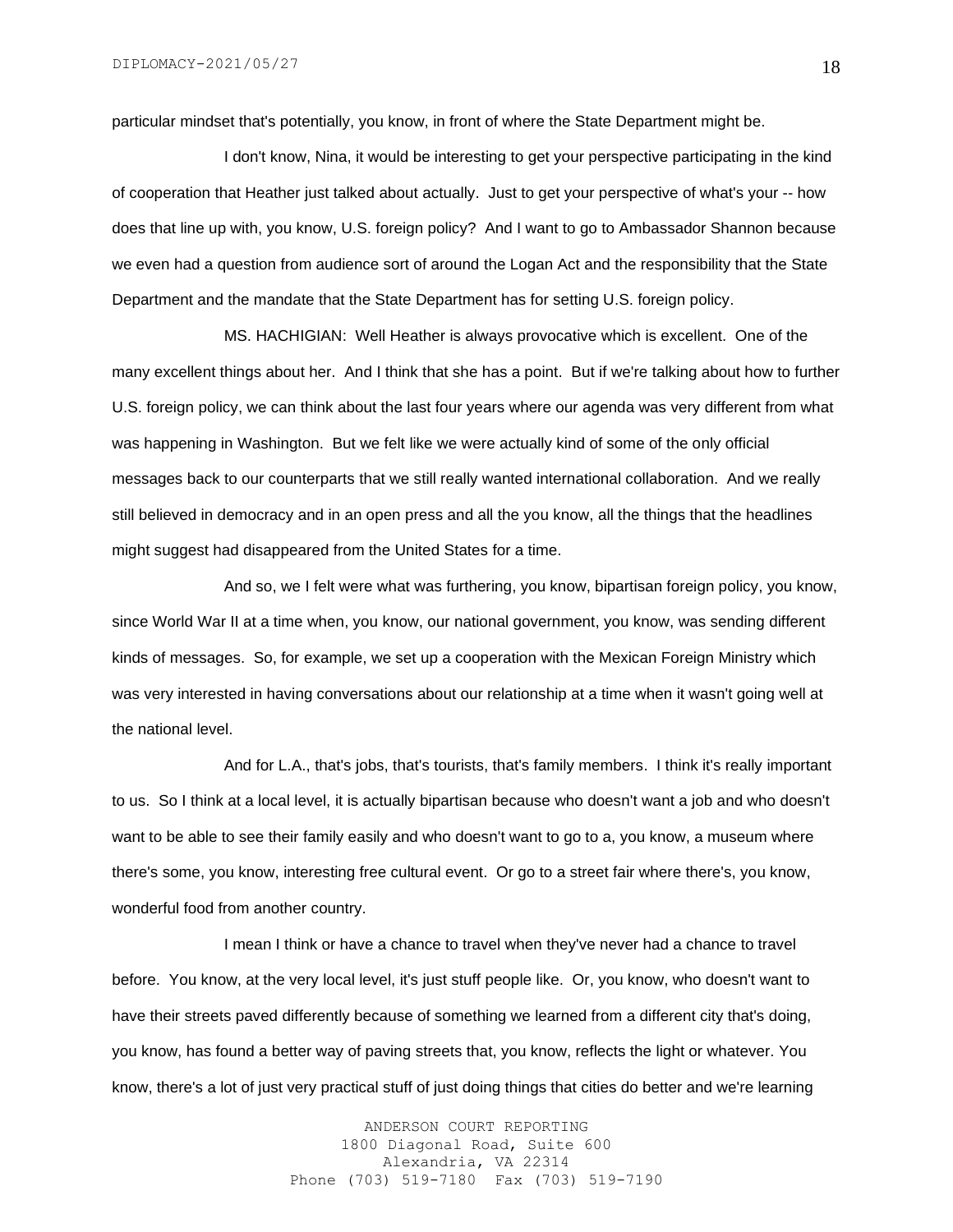particular mindset that's potentially, you know, in front of where the State Department might be.

I don't know, Nina, it would be interesting to get your perspective participating in the kind of cooperation that Heather just talked about actually. Just to get your perspective of what's your -- how does that line up with, you know, U.S. foreign policy? And I want to go to Ambassador Shannon because we even had a question from audience sort of around the Logan Act and the responsibility that the State Department and the mandate that the State Department has for setting U.S. foreign policy.

MS. HACHIGIAN: Well Heather is always provocative which is excellent. One of the many excellent things about her. And I think that she has a point. But if we're talking about how to further U.S. foreign policy, we can think about the last four years where our agenda was very different from what was happening in Washington. But we felt like we were actually kind of some of the only official messages back to our counterparts that we still really wanted international collaboration. And we really still believed in democracy and in an open press and all the you know, all the things that the headlines might suggest had disappeared from the United States for a time.

And so, we I felt were what was furthering, you know, bipartisan foreign policy, you know, since World War II at a time when, you know, our national government, you know, was sending different kinds of messages. So, for example, we set up a cooperation with the Mexican Foreign Ministry which was very interested in having conversations about our relationship at a time when it wasn't going well at the national level.

And for L.A., that's jobs, that's tourists, that's family members. I think it's really important to us. So I think at a local level, it is actually bipartisan because who doesn't want a job and who doesn't want to be able to see their family easily and who doesn't want to go to a, you know, a museum where there's some, you know, interesting free cultural event. Or go to a street fair where there's, you know, wonderful food from another country.

I mean I think or have a chance to travel when they've never had a chance to travel before. You know, at the very local level, it's just stuff people like. Or, you know, who doesn't want to have their streets paved differently because of something we learned from a different city that's doing, you know, has found a better way of paving streets that, you know, reflects the light or whatever. You know, there's a lot of just very practical stuff of just doing things that cities do better and we're learning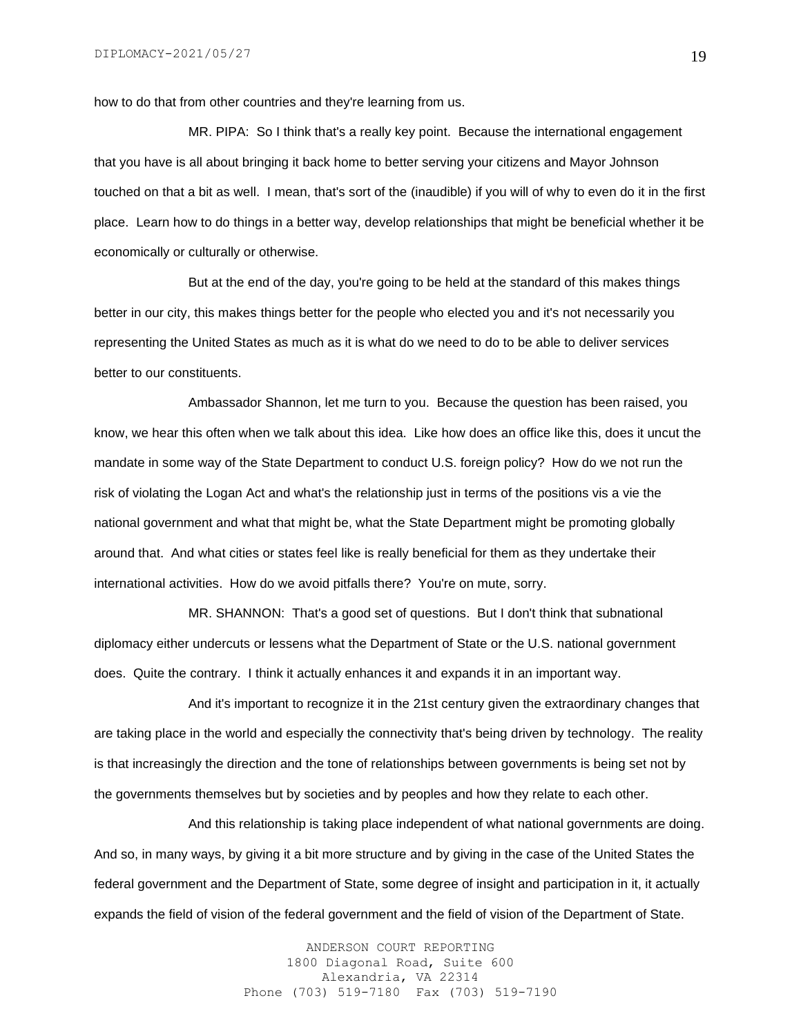how to do that from other countries and they're learning from us.

MR. PIPA: So I think that's a really key point. Because the international engagement that you have is all about bringing it back home to better serving your citizens and Mayor Johnson touched on that a bit as well. I mean, that's sort of the (inaudible) if you will of why to even do it in the first place. Learn how to do things in a better way, develop relationships that might be beneficial whether it be economically or culturally or otherwise.

But at the end of the day, you're going to be held at the standard of this makes things better in our city, this makes things better for the people who elected you and it's not necessarily you representing the United States as much as it is what do we need to do to be able to deliver services better to our constituents.

Ambassador Shannon, let me turn to you. Because the question has been raised, you know, we hear this often when we talk about this idea. Like how does an office like this, does it uncut the mandate in some way of the State Department to conduct U.S. foreign policy? How do we not run the risk of violating the Logan Act and what's the relationship just in terms of the positions vis a vie the national government and what that might be, what the State Department might be promoting globally around that. And what cities or states feel like is really beneficial for them as they undertake their international activities. How do we avoid pitfalls there? You're on mute, sorry.

MR. SHANNON: That's a good set of questions. But I don't think that subnational diplomacy either undercuts or lessens what the Department of State or the U.S. national government does. Quite the contrary. I think it actually enhances it and expands it in an important way.

And it's important to recognize it in the 21st century given the extraordinary changes that are taking place in the world and especially the connectivity that's being driven by technology. The reality is that increasingly the direction and the tone of relationships between governments is being set not by the governments themselves but by societies and by peoples and how they relate to each other.

And this relationship is taking place independent of what national governments are doing. And so, in many ways, by giving it a bit more structure and by giving in the case of the United States the federal government and the Department of State, some degree of insight and participation in it, it actually expands the field of vision of the federal government and the field of vision of the Department of State.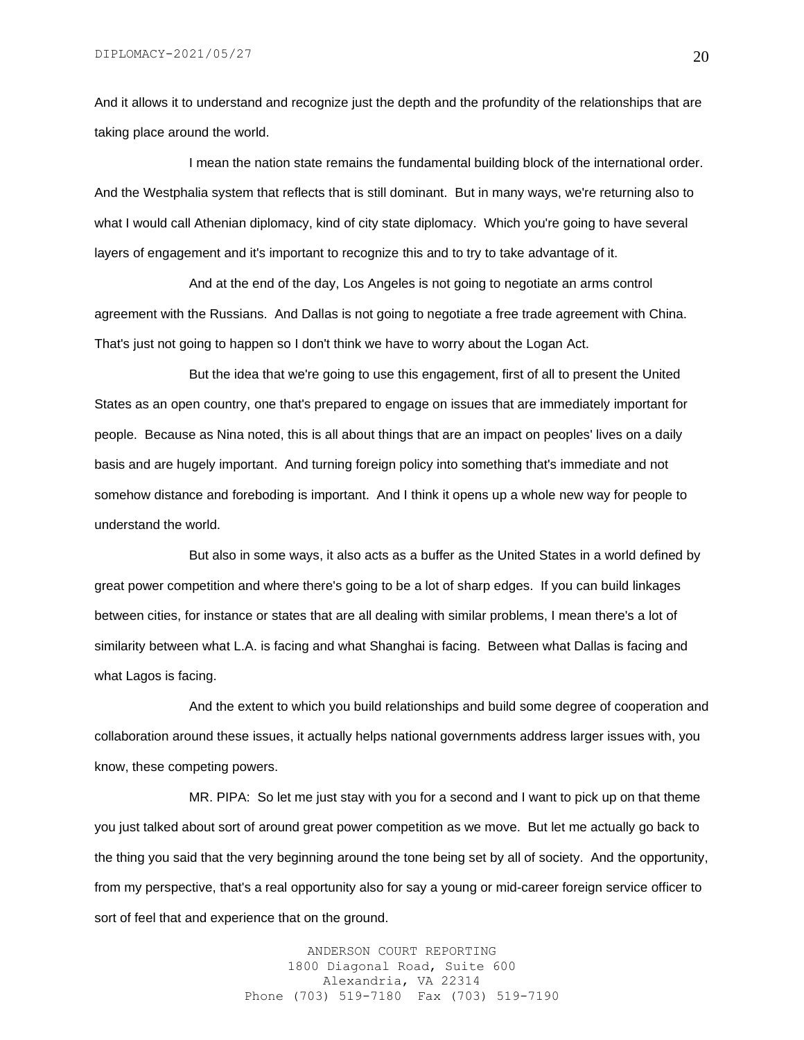And it allows it to understand and recognize just the depth and the profundity of the relationships that are taking place around the world.

I mean the nation state remains the fundamental building block of the international order. And the Westphalia system that reflects that is still dominant. But in many ways, we're returning also to what I would call Athenian diplomacy, kind of city state diplomacy. Which you're going to have several layers of engagement and it's important to recognize this and to try to take advantage of it.

And at the end of the day, Los Angeles is not going to negotiate an arms control agreement with the Russians. And Dallas is not going to negotiate a free trade agreement with China. That's just not going to happen so I don't think we have to worry about the Logan Act.

But the idea that we're going to use this engagement, first of all to present the United States as an open country, one that's prepared to engage on issues that are immediately important for people. Because as Nina noted, this is all about things that are an impact on peoples' lives on a daily basis and are hugely important. And turning foreign policy into something that's immediate and not somehow distance and foreboding is important. And I think it opens up a whole new way for people to understand the world.

But also in some ways, it also acts as a buffer as the United States in a world defined by great power competition and where there's going to be a lot of sharp edges. If you can build linkages between cities, for instance or states that are all dealing with similar problems, I mean there's a lot of similarity between what L.A. is facing and what Shanghai is facing. Between what Dallas is facing and what Lagos is facing.

And the extent to which you build relationships and build some degree of cooperation and collaboration around these issues, it actually helps national governments address larger issues with, you know, these competing powers.

MR. PIPA: So let me just stay with you for a second and I want to pick up on that theme you just talked about sort of around great power competition as we move. But let me actually go back to the thing you said that the very beginning around the tone being set by all of society. And the opportunity, from my perspective, that's a real opportunity also for say a young or mid-career foreign service officer to sort of feel that and experience that on the ground.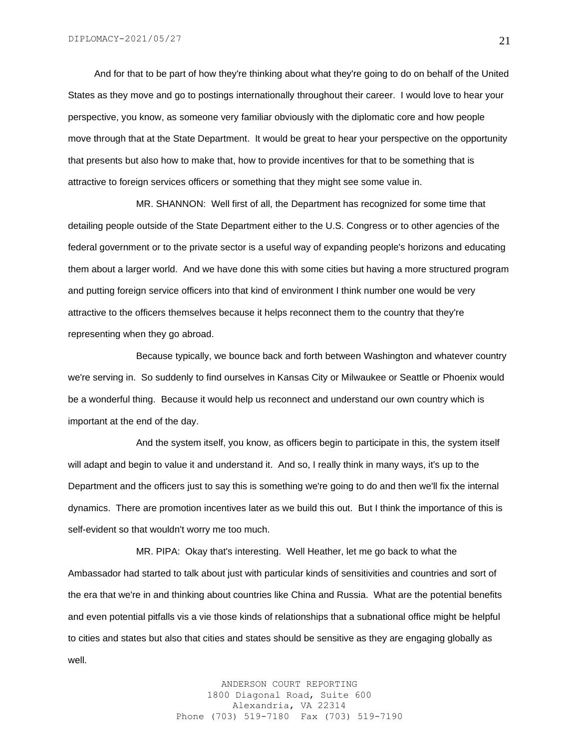And for that to be part of how they're thinking about what they're going to do on behalf of the United States as they move and go to postings internationally throughout their career. I would love to hear your perspective, you know, as someone very familiar obviously with the diplomatic core and how people move through that at the State Department. It would be great to hear your perspective on the opportunity that presents but also how to make that, how to provide incentives for that to be something that is attractive to foreign services officers or something that they might see some value in.

MR. SHANNON: Well first of all, the Department has recognized for some time that detailing people outside of the State Department either to the U.S. Congress or to other agencies of the federal government or to the private sector is a useful way of expanding people's horizons and educating them about a larger world. And we have done this with some cities but having a more structured program and putting foreign service officers into that kind of environment I think number one would be very attractive to the officers themselves because it helps reconnect them to the country that they're representing when they go abroad.

Because typically, we bounce back and forth between Washington and whatever country we're serving in. So suddenly to find ourselves in Kansas City or Milwaukee or Seattle or Phoenix would be a wonderful thing. Because it would help us reconnect and understand our own country which is important at the end of the day.

And the system itself, you know, as officers begin to participate in this, the system itself will adapt and begin to value it and understand it. And so, I really think in many ways, it's up to the Department and the officers just to say this is something we're going to do and then we'll fix the internal dynamics. There are promotion incentives later as we build this out. But I think the importance of this is self-evident so that wouldn't worry me too much.

MR. PIPA: Okay that's interesting. Well Heather, let me go back to what the Ambassador had started to talk about just with particular kinds of sensitivities and countries and sort of the era that we're in and thinking about countries like China and Russia. What are the potential benefits and even potential pitfalls vis a vie those kinds of relationships that a subnational office might be helpful to cities and states but also that cities and states should be sensitive as they are engaging globally as well.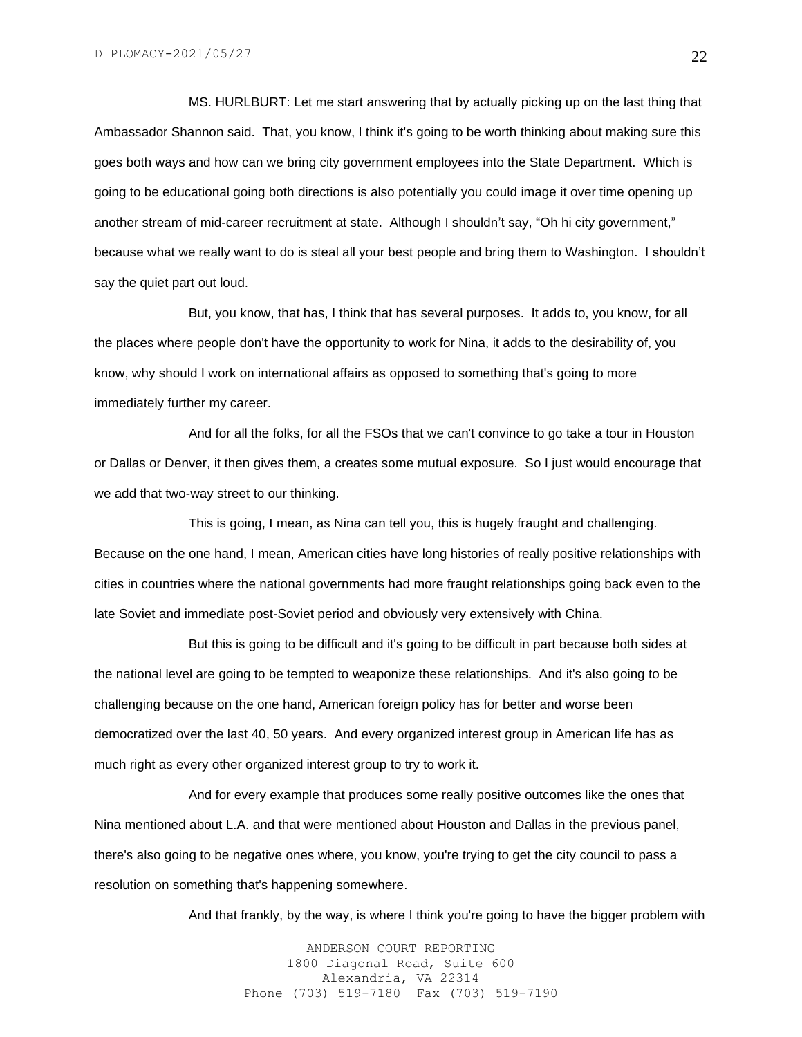MS. HURLBURT: Let me start answering that by actually picking up on the last thing that Ambassador Shannon said. That, you know, I think it's going to be worth thinking about making sure this goes both ways and how can we bring city government employees into the State Department. Which is going to be educational going both directions is also potentially you could image it over time opening up another stream of mid-career recruitment at state. Although I shouldn't say, "Oh hi city government," because what we really want to do is steal all your best people and bring them to Washington. I shouldn't say the quiet part out loud.

But, you know, that has, I think that has several purposes. It adds to, you know, for all the places where people don't have the opportunity to work for Nina, it adds to the desirability of, you know, why should I work on international affairs as opposed to something that's going to more immediately further my career.

And for all the folks, for all the FSOs that we can't convince to go take a tour in Houston or Dallas or Denver, it then gives them, a creates some mutual exposure. So I just would encourage that we add that two-way street to our thinking.

This is going, I mean, as Nina can tell you, this is hugely fraught and challenging. Because on the one hand, I mean, American cities have long histories of really positive relationships with cities in countries where the national governments had more fraught relationships going back even to the late Soviet and immediate post-Soviet period and obviously very extensively with China.

But this is going to be difficult and it's going to be difficult in part because both sides at the national level are going to be tempted to weaponize these relationships. And it's also going to be challenging because on the one hand, American foreign policy has for better and worse been democratized over the last 40, 50 years. And every organized interest group in American life has as much right as every other organized interest group to try to work it.

And for every example that produces some really positive outcomes like the ones that Nina mentioned about L.A. and that were mentioned about Houston and Dallas in the previous panel, there's also going to be negative ones where, you know, you're trying to get the city council to pass a resolution on something that's happening somewhere.

And that frankly, by the way, is where I think you're going to have the bigger problem with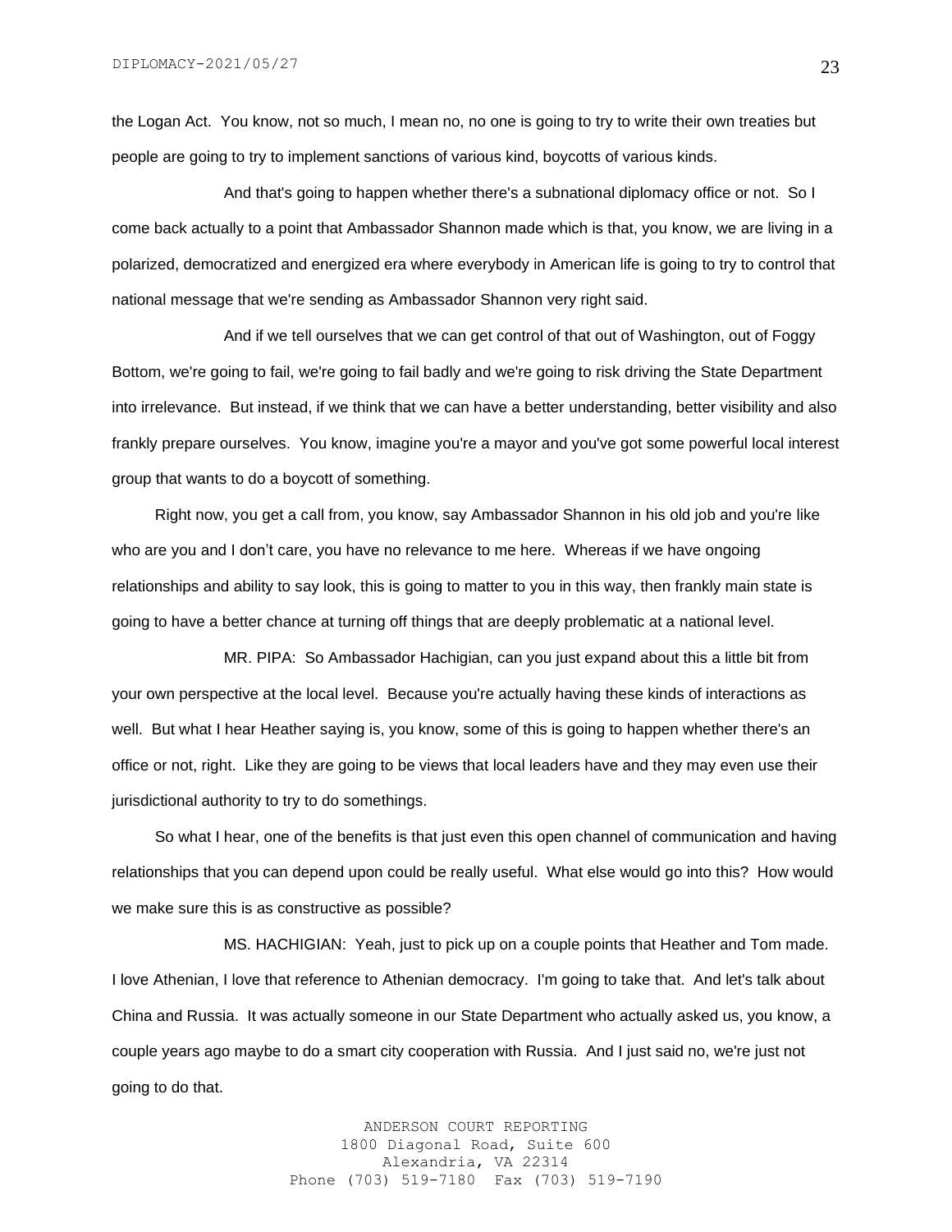the Logan Act. You know, not so much, I mean no, no one is going to try to write their own treaties but people are going to try to implement sanctions of various kind, boycotts of various kinds.

And that's going to happen whether there's a subnational diplomacy office or not. So I come back actually to a point that Ambassador Shannon made which is that, you know, we are living in a polarized, democratized and energized era where everybody in American life is going to try to control that national message that we're sending as Ambassador Shannon very right said.

And if we tell ourselves that we can get control of that out of Washington, out of Foggy Bottom, we're going to fail, we're going to fail badly and we're going to risk driving the State Department into irrelevance. But instead, if we think that we can have a better understanding, better visibility and also frankly prepare ourselves. You know, imagine you're a mayor and you've got some powerful local interest group that wants to do a boycott of something.

Right now, you get a call from, you know, say Ambassador Shannon in his old job and you're like who are you and I don't care, you have no relevance to me here. Whereas if we have ongoing relationships and ability to say look, this is going to matter to you in this way, then frankly main state is going to have a better chance at turning off things that are deeply problematic at a national level.

MR. PIPA: So Ambassador Hachigian, can you just expand about this a little bit from your own perspective at the local level. Because you're actually having these kinds of interactions as well. But what I hear Heather saying is, you know, some of this is going to happen whether there's an office or not, right. Like they are going to be views that local leaders have and they may even use their jurisdictional authority to try to do somethings.

So what I hear, one of the benefits is that just even this open channel of communication and having relationships that you can depend upon could be really useful. What else would go into this? How would we make sure this is as constructive as possible?

MS. HACHIGIAN: Yeah, just to pick up on a couple points that Heather and Tom made. I love Athenian, I love that reference to Athenian democracy. I'm going to take that. And let's talk about China and Russia. It was actually someone in our State Department who actually asked us, you know, a couple years ago maybe to do a smart city cooperation with Russia. And I just said no, we're just not going to do that.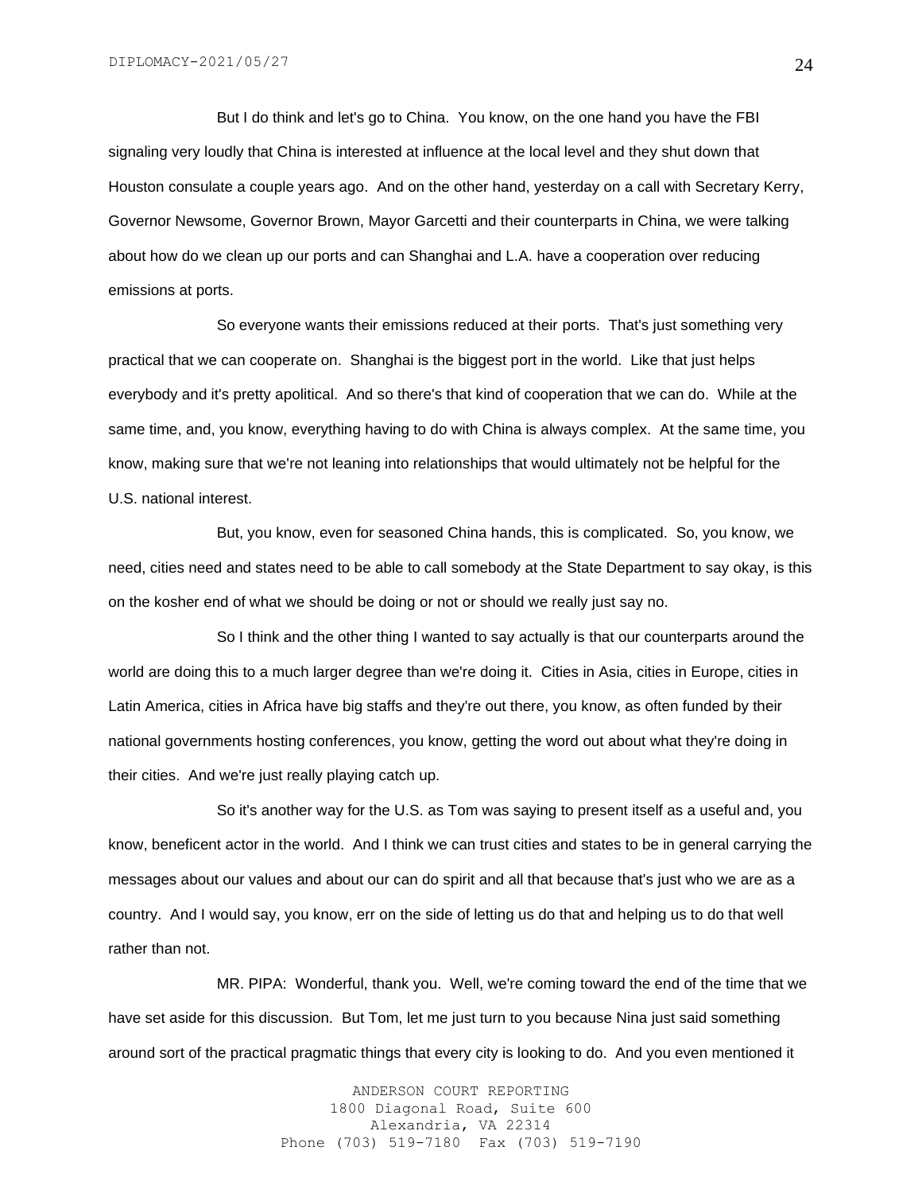But I do think and let's go to China. You know, on the one hand you have the FBI signaling very loudly that China is interested at influence at the local level and they shut down that Houston consulate a couple years ago. And on the other hand, yesterday on a call with Secretary Kerry, Governor Newsome, Governor Brown, Mayor Garcetti and their counterparts in China, we were talking about how do we clean up our ports and can Shanghai and L.A. have a cooperation over reducing emissions at ports.

So everyone wants their emissions reduced at their ports. That's just something very practical that we can cooperate on. Shanghai is the biggest port in the world. Like that just helps everybody and it's pretty apolitical. And so there's that kind of cooperation that we can do. While at the same time, and, you know, everything having to do with China is always complex. At the same time, you know, making sure that we're not leaning into relationships that would ultimately not be helpful for the U.S. national interest.

But, you know, even for seasoned China hands, this is complicated. So, you know, we need, cities need and states need to be able to call somebody at the State Department to say okay, is this on the kosher end of what we should be doing or not or should we really just say no.

So I think and the other thing I wanted to say actually is that our counterparts around the world are doing this to a much larger degree than we're doing it. Cities in Asia, cities in Europe, cities in Latin America, cities in Africa have big staffs and they're out there, you know, as often funded by their national governments hosting conferences, you know, getting the word out about what they're doing in their cities. And we're just really playing catch up.

So it's another way for the U.S. as Tom was saying to present itself as a useful and, you know, beneficent actor in the world. And I think we can trust cities and states to be in general carrying the messages about our values and about our can do spirit and all that because that's just who we are as a country. And I would say, you know, err on the side of letting us do that and helping us to do that well rather than not.

MR. PIPA: Wonderful, thank you. Well, we're coming toward the end of the time that we have set aside for this discussion. But Tom, let me just turn to you because Nina just said something around sort of the practical pragmatic things that every city is looking to do. And you even mentioned it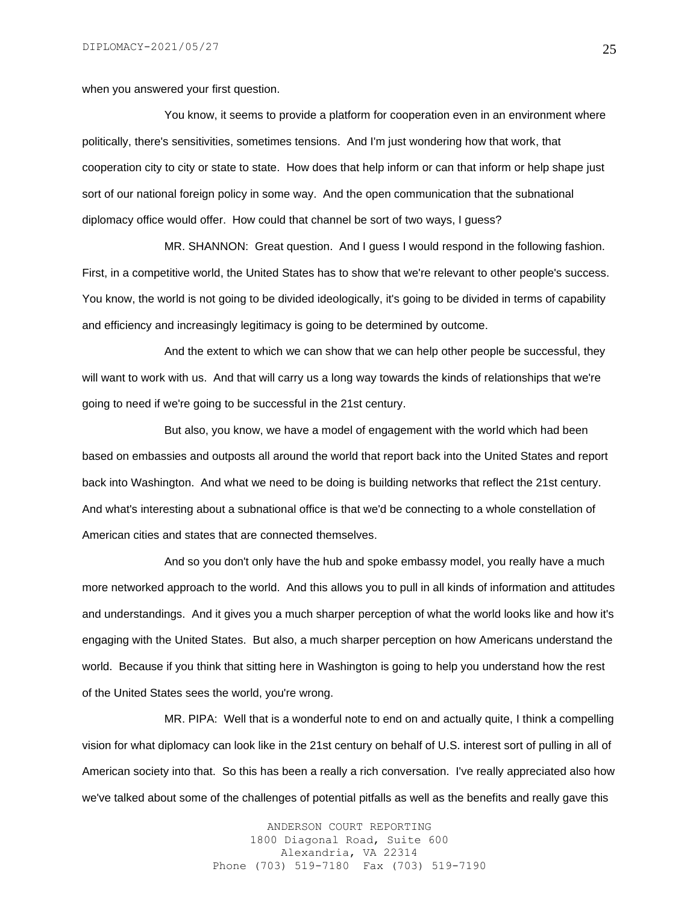when you answered your first question.

You know, it seems to provide a platform for cooperation even in an environment where politically, there's sensitivities, sometimes tensions. And I'm just wondering how that work, that cooperation city to city or state to state. How does that help inform or can that inform or help shape just sort of our national foreign policy in some way. And the open communication that the subnational diplomacy office would offer. How could that channel be sort of two ways, I guess?

MR. SHANNON: Great question. And I guess I would respond in the following fashion. First, in a competitive world, the United States has to show that we're relevant to other people's success. You know, the world is not going to be divided ideologically, it's going to be divided in terms of capability and efficiency and increasingly legitimacy is going to be determined by outcome.

And the extent to which we can show that we can help other people be successful, they will want to work with us. And that will carry us a long way towards the kinds of relationships that we're going to need if we're going to be successful in the 21st century.

But also, you know, we have a model of engagement with the world which had been based on embassies and outposts all around the world that report back into the United States and report back into Washington. And what we need to be doing is building networks that reflect the 21st century. And what's interesting about a subnational office is that we'd be connecting to a whole constellation of American cities and states that are connected themselves.

And so you don't only have the hub and spoke embassy model, you really have a much more networked approach to the world. And this allows you to pull in all kinds of information and attitudes and understandings. And it gives you a much sharper perception of what the world looks like and how it's engaging with the United States. But also, a much sharper perception on how Americans understand the world. Because if you think that sitting here in Washington is going to help you understand how the rest of the United States sees the world, you're wrong.

MR. PIPA: Well that is a wonderful note to end on and actually quite, I think a compelling vision for what diplomacy can look like in the 21st century on behalf of U.S. interest sort of pulling in all of American society into that. So this has been a really a rich conversation. I've really appreciated also how we've talked about some of the challenges of potential pitfalls as well as the benefits and really gave this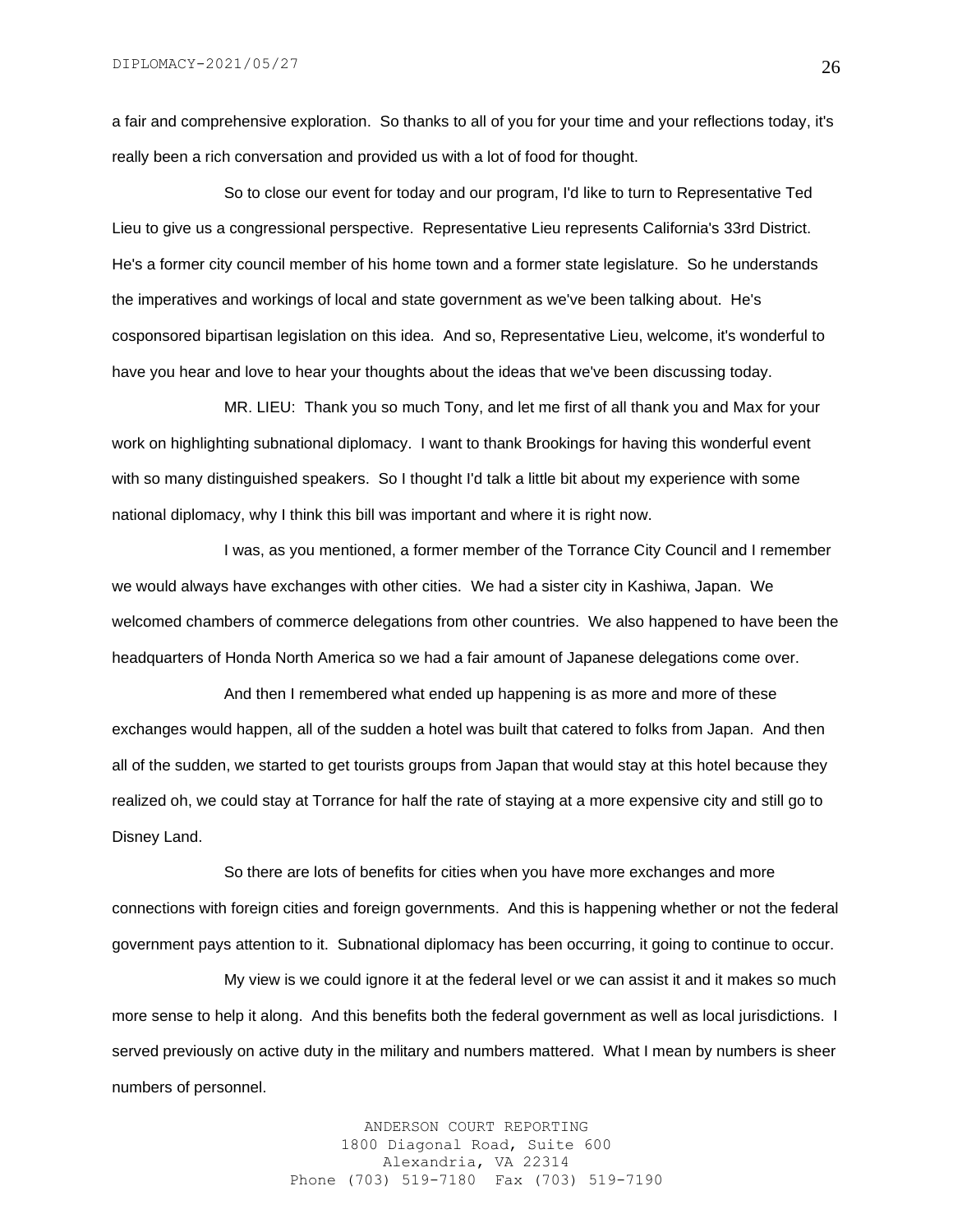a fair and comprehensive exploration. So thanks to all of you for your time and your reflections today, it's really been a rich conversation and provided us with a lot of food for thought.

So to close our event for today and our program, I'd like to turn to Representative Ted Lieu to give us a congressional perspective. Representative Lieu represents California's 33rd District. He's a former city council member of his home town and a former state legislature. So he understands the imperatives and workings of local and state government as we've been talking about. He's cosponsored bipartisan legislation on this idea. And so, Representative Lieu, welcome, it's wonderful to have you hear and love to hear your thoughts about the ideas that we've been discussing today.

MR. LIEU: Thank you so much Tony, and let me first of all thank you and Max for your work on highlighting subnational diplomacy. I want to thank Brookings for having this wonderful event with so many distinguished speakers. So I thought I'd talk a little bit about my experience with some national diplomacy, why I think this bill was important and where it is right now.

I was, as you mentioned, a former member of the Torrance City Council and I remember we would always have exchanges with other cities. We had a sister city in Kashiwa, Japan. We welcomed chambers of commerce delegations from other countries. We also happened to have been the headquarters of Honda North America so we had a fair amount of Japanese delegations come over.

And then I remembered what ended up happening is as more and more of these exchanges would happen, all of the sudden a hotel was built that catered to folks from Japan. And then all of the sudden, we started to get tourists groups from Japan that would stay at this hotel because they realized oh, we could stay at Torrance for half the rate of staying at a more expensive city and still go to Disney Land.

So there are lots of benefits for cities when you have more exchanges and more connections with foreign cities and foreign governments. And this is happening whether or not the federal government pays attention to it. Subnational diplomacy has been occurring, it going to continue to occur.

My view is we could ignore it at the federal level or we can assist it and it makes so much more sense to help it along. And this benefits both the federal government as well as local jurisdictions. I served previously on active duty in the military and numbers mattered. What I mean by numbers is sheer numbers of personnel.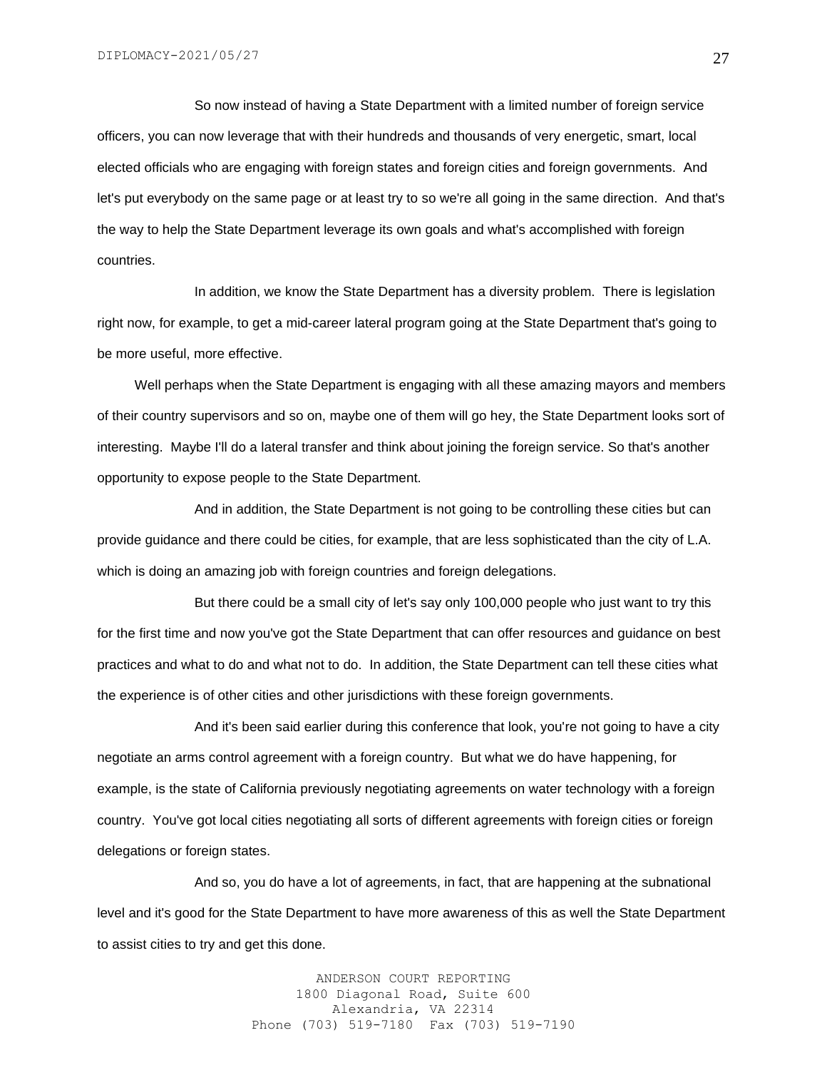So now instead of having a State Department with a limited number of foreign service officers, you can now leverage that with their hundreds and thousands of very energetic, smart, local elected officials who are engaging with foreign states and foreign cities and foreign governments. And let's put everybody on the same page or at least try to so we're all going in the same direction. And that's the way to help the State Department leverage its own goals and what's accomplished with foreign countries.

In addition, we know the State Department has a diversity problem. There is legislation right now, for example, to get a mid-career lateral program going at the State Department that's going to be more useful, more effective.

Well perhaps when the State Department is engaging with all these amazing mayors and members of their country supervisors and so on, maybe one of them will go hey, the State Department looks sort of interesting. Maybe I'll do a lateral transfer and think about joining the foreign service. So that's another opportunity to expose people to the State Department.

And in addition, the State Department is not going to be controlling these cities but can provide guidance and there could be cities, for example, that are less sophisticated than the city of L.A. which is doing an amazing job with foreign countries and foreign delegations.

But there could be a small city of let's say only 100,000 people who just want to try this for the first time and now you've got the State Department that can offer resources and guidance on best practices and what to do and what not to do. In addition, the State Department can tell these cities what the experience is of other cities and other jurisdictions with these foreign governments.

And it's been said earlier during this conference that look, you're not going to have a city negotiate an arms control agreement with a foreign country. But what we do have happening, for example, is the state of California previously negotiating agreements on water technology with a foreign country. You've got local cities negotiating all sorts of different agreements with foreign cities or foreign delegations or foreign states.

And so, you do have a lot of agreements, in fact, that are happening at the subnational level and it's good for the State Department to have more awareness of this as well the State Department to assist cities to try and get this done.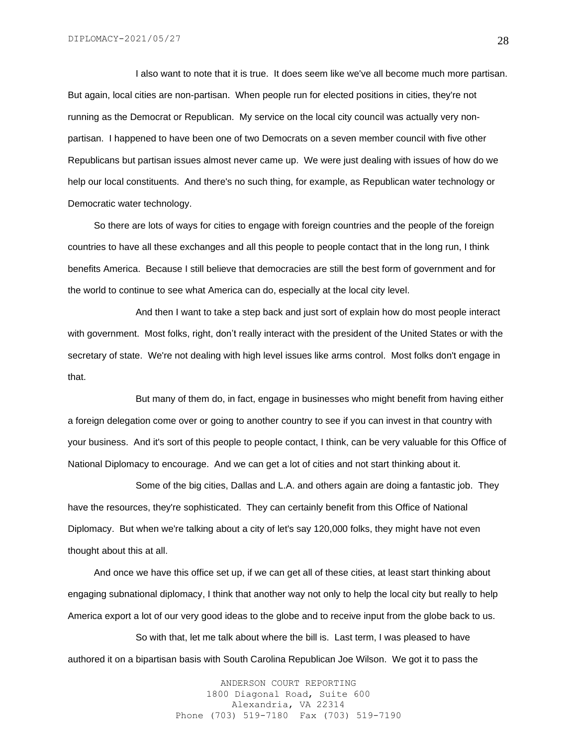I also want to note that it is true. It does seem like we've all become much more partisan. But again, local cities are non-partisan. When people run for elected positions in cities, they're not running as the Democrat or Republican. My service on the local city council was actually very non-partisan. I happened to have been one of two Democrats on a seven member council with five other Republicans but partisan issues almost never came up. We were just dealing with issues of how do we help our local constituents. And there's no such thing, for example, as Republican water technology or Democratic water technology.

So there are lots of ways for cities to engage with foreign countries and the people of the foreign countries to have all these exchanges and all this people to people contact that in the long run, I think benefits America. Because I still believe that democracies are still the best form of government and for the world to continue to see what America can do, especially at the local city level.

And then I want to take a step back and just sort of explain how do most people interact with government. Most folks, right, don't really interact with the president of the United States or with the secretary of state. We're not dealing with high level issues like arms control. Most folks don't engage in that.

But many of them do, in fact, engage in businesses who might benefit from having either a foreign delegation come over or going to another country to see if you can invest in that country with your business. And it's sort of this people to people contact, I think, can be very valuable for this Office of National Diplomacy to encourage. And we can get a lot of cities and not start thinking about it.

Some of the big cities, Dallas and L.A. and others again are doing a fantastic job. They have the resources, they're sophisticated. They can certainly benefit from this Office of National Diplomacy. But when we're talking about a city of let's say 120,000 folks, they might have not even thought about this at all.

And once we have this office set up, if we can get all of these cities, at least start thinking about engaging subnational diplomacy, I think that another way not only to help the local city but really to help America export a lot of our very good ideas to the globe and to receive input from the globe back to us.

So with that, let me talk about where the bill is. Last term, I was pleased to have authored it on a bipartisan basis with South Carolina Republican Joe Wilson. We got it to pass the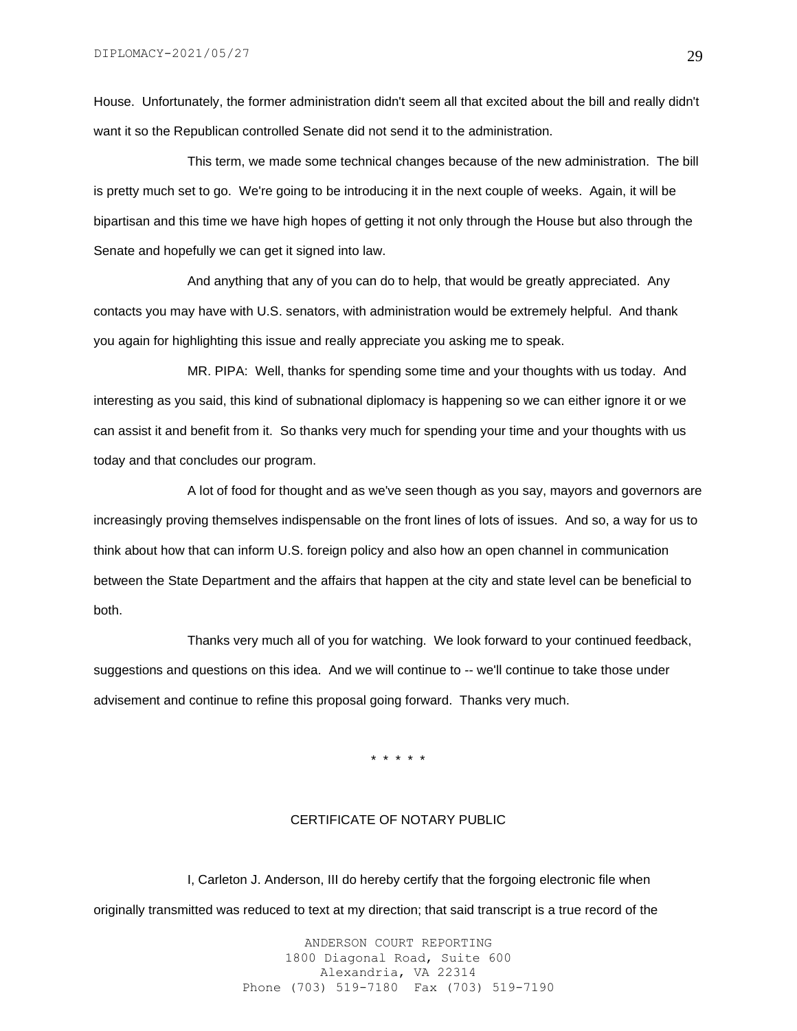House. Unfortunately, the former administration didn't seem all that excited about the bill and really didn't want it so the Republican controlled Senate did not send it to the administration.

This term, we made some technical changes because of the new administration. The bill is pretty much set to go. We're going to be introducing it in the next couple of weeks. Again, it will be bipartisan and this time we have high hopes of getting it not only through the House but also through the Senate and hopefully we can get it signed into law.

And anything that any of you can do to help, that would be greatly appreciated. Any contacts you may have with U.S. senators, with administration would be extremely helpful. And thank you again for highlighting this issue and really appreciate you asking me to speak.

MR. PIPA: Well, thanks for spending some time and your thoughts with us today. And interesting as you said, this kind of subnational diplomacy is happening so we can either ignore it or we can assist it and benefit from it. So thanks very much for spending your time and your thoughts with us today and that concludes our program.

A lot of food for thought and as we've seen though as you say, mayors and governors are increasingly proving themselves indispensable on the front lines of lots of issues. And so, a way for us to think about how that can inform U.S. foreign policy and also how an open channel in communication between the State Department and the affairs that happen at the city and state level can be beneficial to both.

Thanks very much all of you for watching. We look forward to your continued feedback, suggestions and questions on this idea. And we will continue to -- we'll continue to take those under advisement and continue to refine this proposal going forward. Thanks very much.

* * * * *

CERTIFICATE OF NOTARY PUBLIC

I, Carleton J. Anderson, III do hereby certify that the forgoing electronic file when originally transmitted was reduced to text at my direction; that said transcript is a true record of the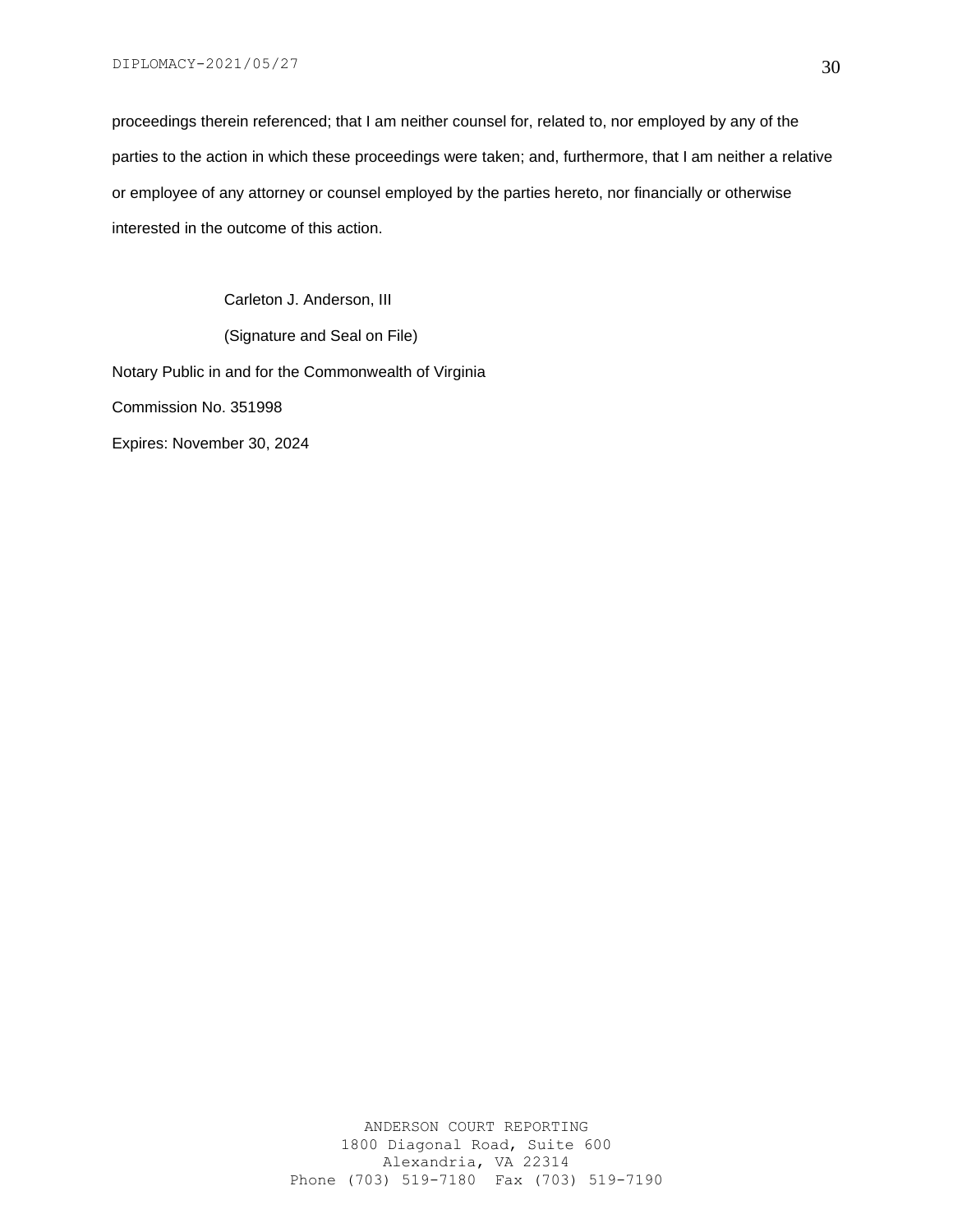proceedings therein referenced; that I am neither counsel for, related to, nor employed by any of the parties to the action in which these proceedings were taken; and, furthermore, that I am neither a relative or employee of any attorney or counsel employed by the parties hereto, nor financially or otherwise interested in the outcome of this action.

Carleton J. Anderson, III

(Signature and Seal on File)

Notary Public in and for the Commonwealth of Virginia

Commission No. 351998

Expires: November 30, 2024